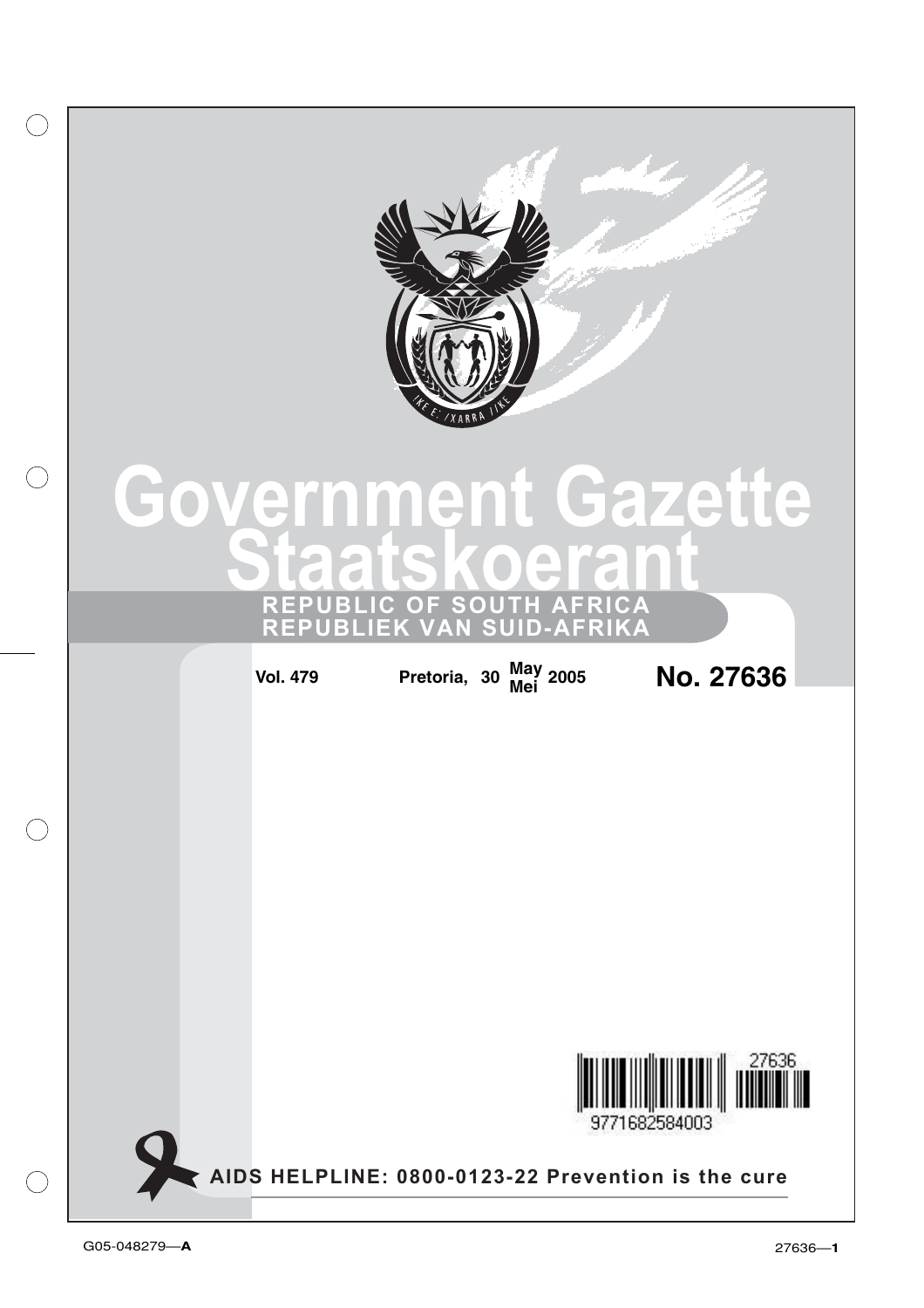# Government Gazette
# Staatskoerant

**REPUBLIC OF SOUTH AFRICA**
**REPUBLIEK VAN SUID-AFRIKA**

**Vol. 479** **Pretoria, 30 May/Mei 2005** **No. 27636**

**AIDS HELPLINE: 0800-0123-22 Prevention is the cure**

G05-048279—A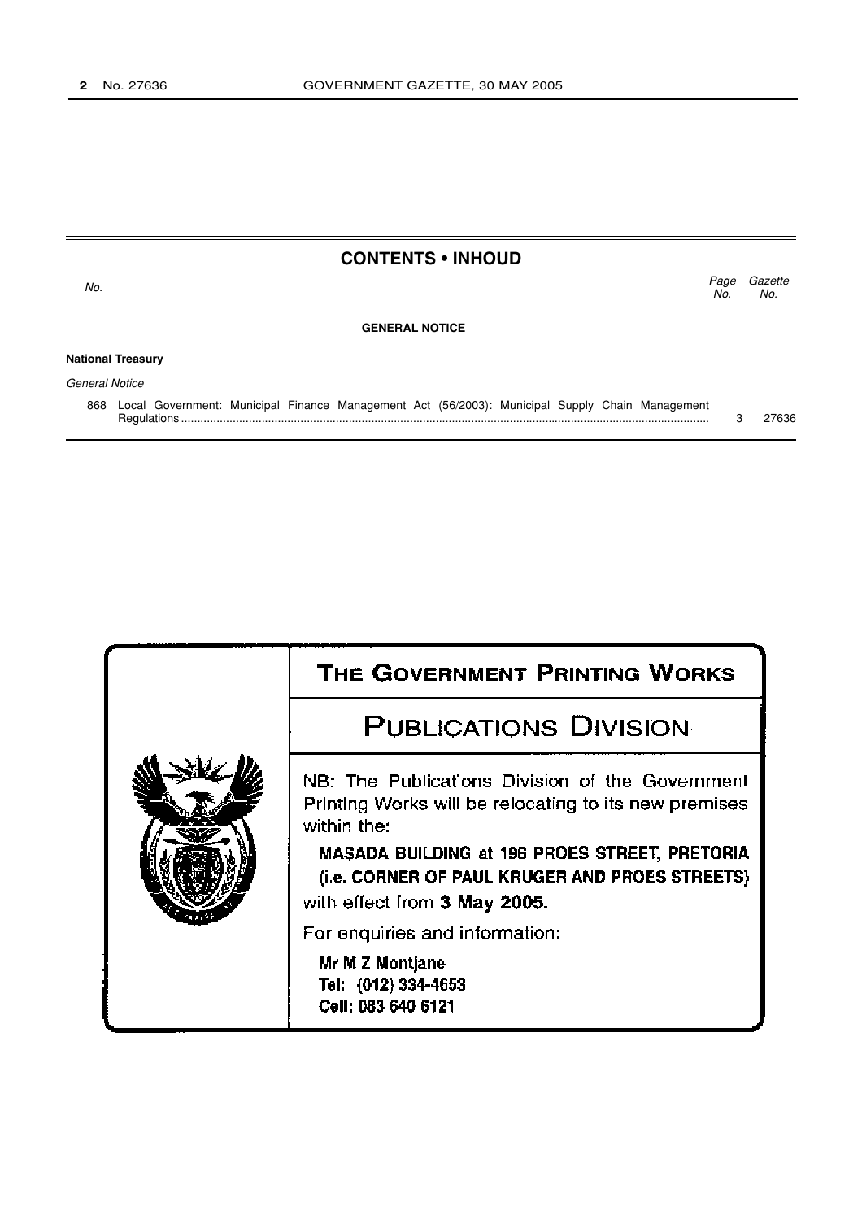## CONTENTS • INHOUD

| No. | | Page No. | Gazette No. |
|---|---|---|---|
| | **GENERAL NOTICE** | | |
| | **National Treasury** | | |
| | *General Notice* | | |
| 868 | Local Government: Municipal Finance Management Act (56/2003): Municipal Supply Chain Management Regulations | 3 | 27636 |

## THE GOVERNMENT PRINTING WORKS

## PUBLICATIONS DIVISION

NB: The Publications Division of the Government Printing Works will be relocating to its new premises within the:

**MASADA BUILDING at 196 PROES STREET, PRETORIA (i.e. CORNER OF PAUL KRUGER AND PROES STREETS)**

with effect from **3 May 2005.**

For enquiries and information:

**Mr M Z Montjane**
**Tel: (012) 334-4653**
**Cell: 083 640 6121**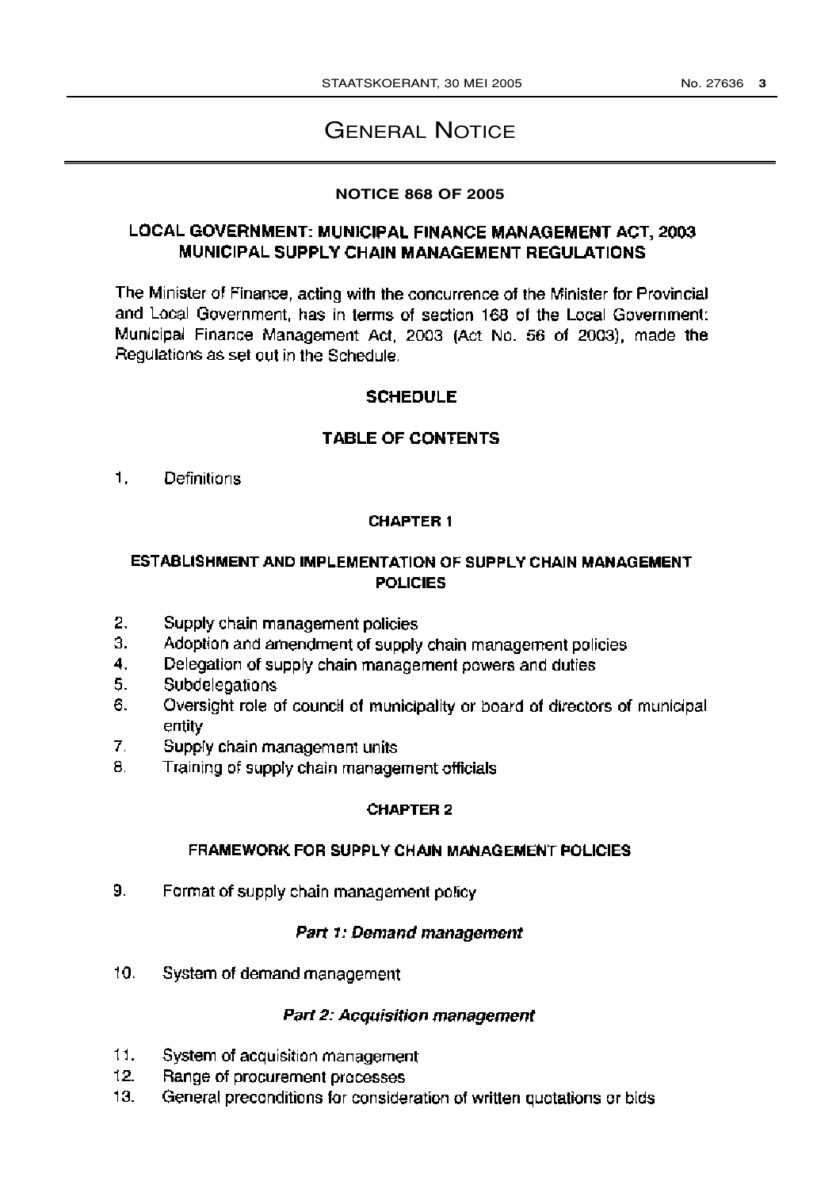# GENERAL NOTICE

**NOTICE 868 OF 2005**

## LOCAL GOVERNMENT: MUNICIPAL FINANCE MANAGEMENT ACT, 2003 MUNICIPAL SUPPLY CHAIN MANAGEMENT REGULATIONS

The Minister of Finance, acting with the concurrence of the Minister for Provincial and Local Government, has in terms of section 168 of the Local Government: Municipal Finance Management Act, 2003 (Act No. 56 of 2003), made the Regulations as set out in the Schedule.

**SCHEDULE**

**TABLE OF CONTENTS**

1. Definitions

**CHAPTER 1**

**ESTABLISHMENT AND IMPLEMENTATION OF SUPPLY CHAIN MANAGEMENT POLICIES**

2. Supply chain management policies
3. Adoption and amendment of supply chain management policies
4. Delegation of supply chain management powers and duties
5. Subdelegations
6. Oversight role of council of municipality or board of directors of municipal entity
7. Supply chain management units
8. Training of supply chain management officials

**CHAPTER 2**

**FRAMEWORK FOR SUPPLY CHAIN MANAGEMENT POLICIES**

9. Format of supply chain management policy

***Part 1: Demand management***

10. System of demand management

***Part 2: Acquisition management***

11. System of acquisition management
12. Range of procurement processes
13. General preconditions for consideration of written quotations or bids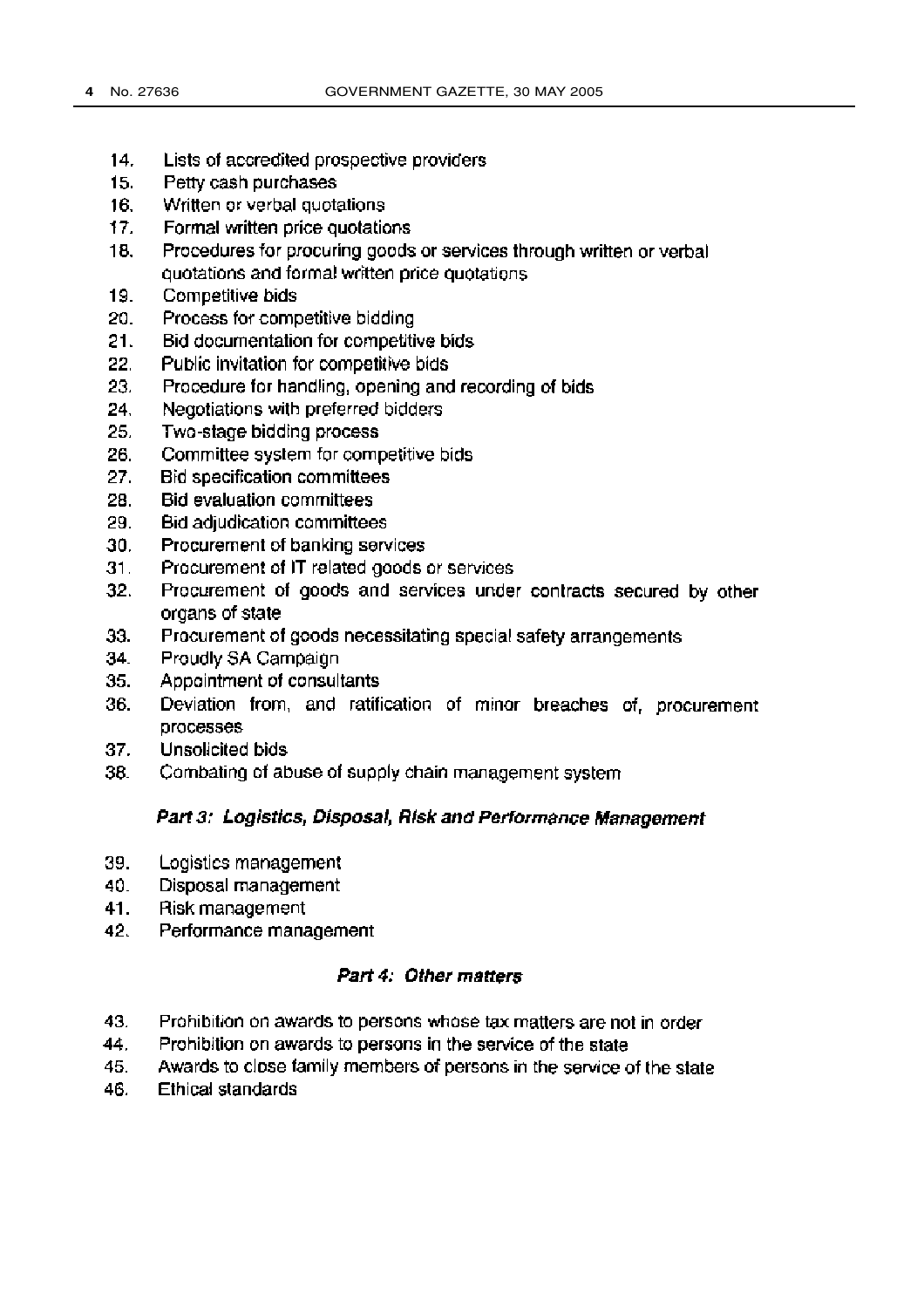14. Lists of accredited prospective providers
15. Petty cash purchases
16. Written or verbal quotations
17. Formal written price quotations
18. Procedures for procuring goods or services through written or verbal quotations and formal written price quotations
19. Competitive bids
20. Process for competitive bidding
21. Bid documentation for competitive bids
22. Public invitation for competitive bids
23. Procedure for handling, opening and recording of bids
24. Negotiations with preferred bidders
25. Two-stage bidding process
26. Committee system for competitive bids
27. Bid specification committees
28. Bid evaluation committees
29. Bid adjudication committees
30. Procurement of banking services
31. Procurement of IT related goods or services
32. Procurement of goods and services under contracts secured by other organs of state
33. Procurement of goods necessitating special safety arrangements
34. Proudly SA Campaign
35. Appointment of consultants
36. Deviation from, and ratification of minor breaches of, procurement processes
37. Unsolicited bids
38. Combating of abuse of supply chain management system

### *Part 3: Logistics, Disposal, Risk and Performance Management*

39. Logistics management
40. Disposal management
41. Risk management
42. Performance management

### *Part 4: Other matters*

43. Prohibition on awards to persons whose tax matters are not in order
44. Prohibition on awards to persons in the service of the state
45. Awards to close family members of persons in the service of the state
46. Ethical standards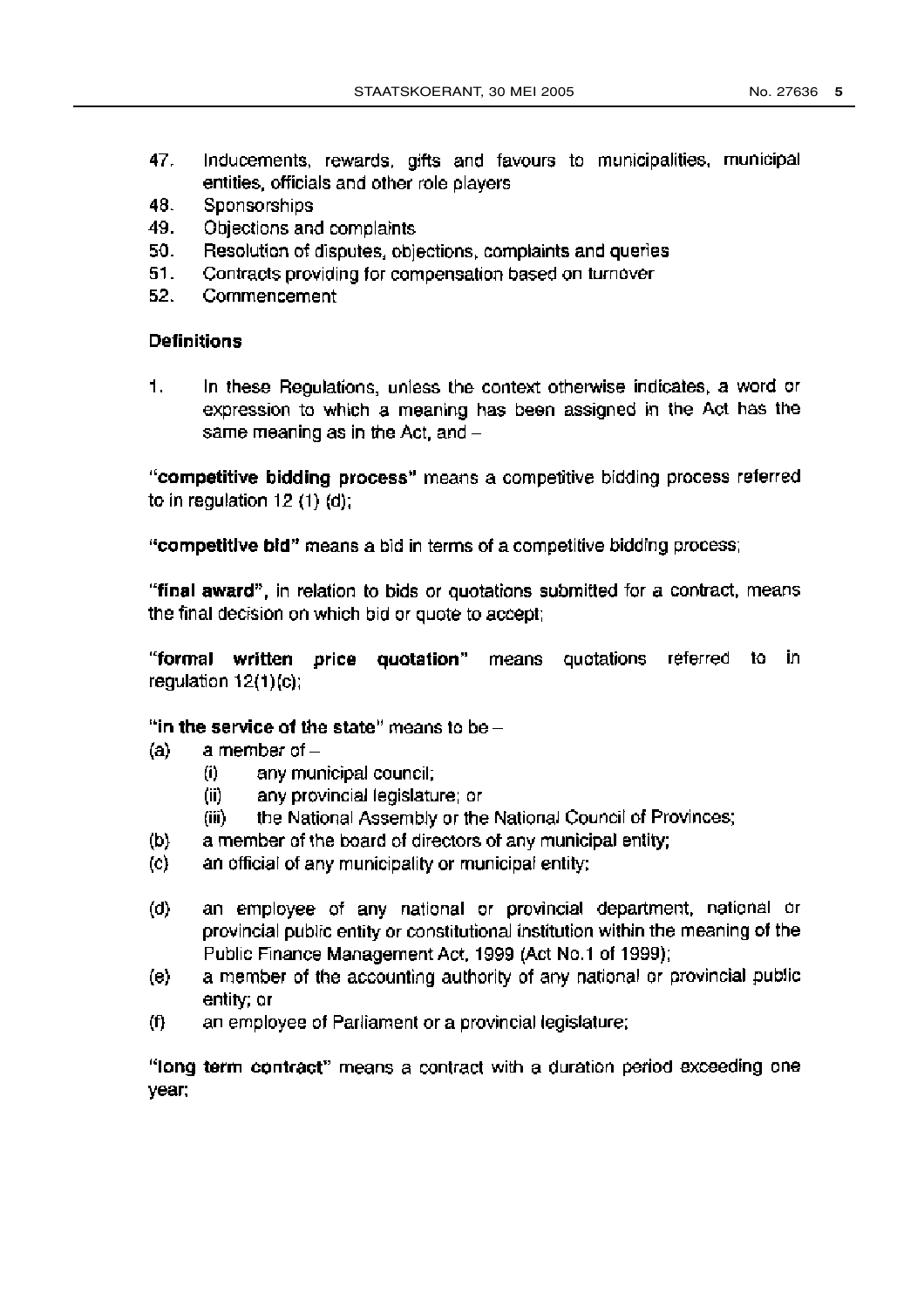47. Inducements, rewards, gifts and favours to municipalities, municipal entities, officials and other role players
48. Sponsorships
49. Objections and complaints
50. Resolution of disputes, objections, complaints and queries
51. Contracts providing for compensation based on turnover
52. Commencement

**Definitions**

1. In these Regulations, unless the context otherwise indicates, a word or expression to which a meaning has been assigned in the Act has the same meaning as in the Act, and –

"**competitive bidding process**" means a competitive bidding process referred to in regulation 12 (1) (d);

"**competitive bid**" means a bid in terms of a competitive bidding process;

"**final award**", in relation to bids or quotations submitted for a contract, means the final decision on which bid or quote to accept;

"**formal written price quotation**" means quotations referred to in regulation 12(1)(c);

"**in the service of the state**" means to be –

(a) a member of –
   (i) any municipal council;
   (ii) any provincial legislature; or
   (iii) the National Assembly or the National Council of Provinces;
(b) a member of the board of directors of any municipal entity;
(c) an official of any municipality or municipal entity;
(d) an employee of any national or provincial department, national or provincial public entity or constitutional institution within the meaning of the Public Finance Management Act, 1999 (Act No.1 of 1999);
(e) a member of the accounting authority of any national or provincial public entity; or
(f) an employee of Parliament or a provincial legislature;

"**long term contract**" means a contract with a duration period exceeding one year;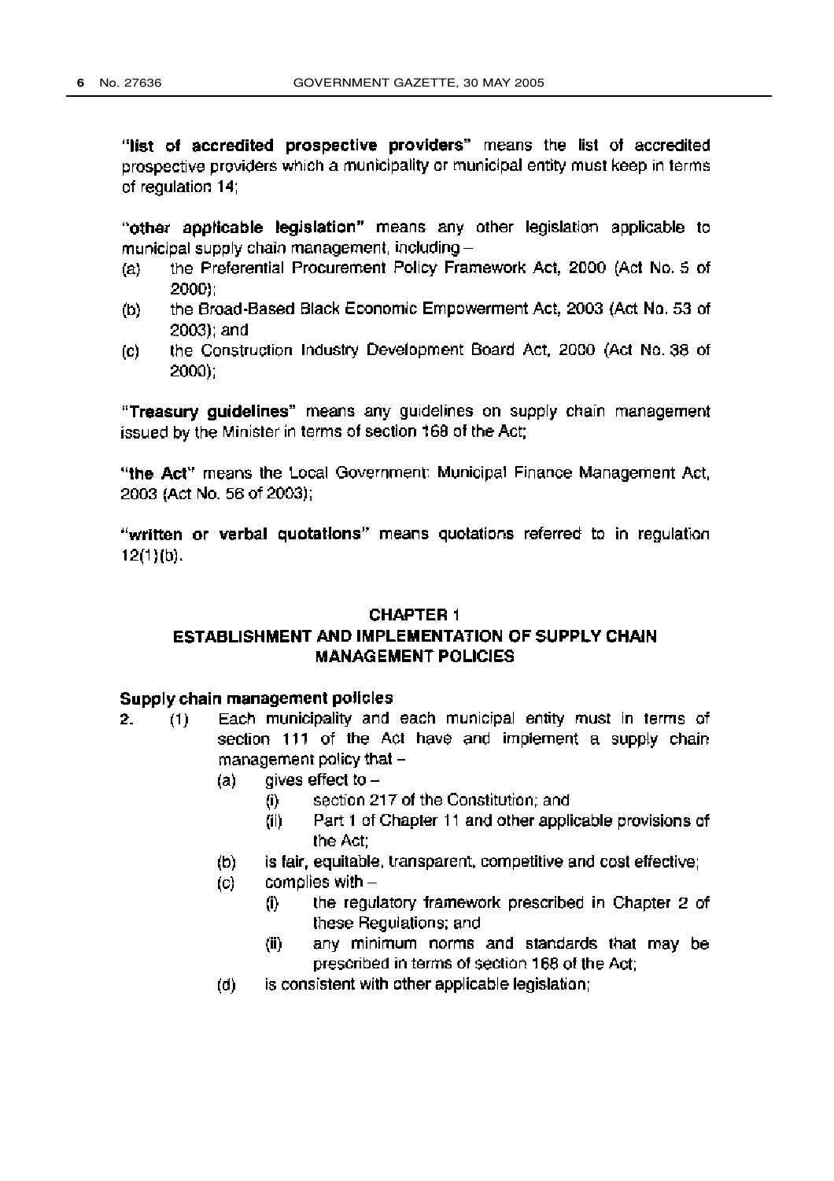"**list of accredited prospective providers**" means the list of accredited prospective providers which a municipality or municipal entity must keep in terms of regulation 14;

"**other applicable legislation**" means any other legislation applicable to municipal supply chain management, including –

(a) the Preferential Procurement Policy Framework Act, 2000 (Act No. 5 of 2000);

(b) the Broad-Based Black Economic Empowerment Act, 2003 (Act No. 53 of 2003); and

(c) the Construction Industry Development Board Act, 2000 (Act No. 38 of 2000);

"**Treasury guidelines**" means any guidelines on supply chain management issued by the Minister in terms of section 168 of the Act;

"**the Act**" means the Local Government: Municipal Finance Management Act, 2003 (Act No. 56 of 2003);

"**written or verbal quotations**" means quotations referred to in regulation 12(1)(b).

## CHAPTER 1
## ESTABLISHMENT AND IMPLEMENTATION OF SUPPLY CHAIN MANAGEMENT POLICIES

### Supply chain management policies

2. (1) Each municipality and each municipal entity must in terms of section 111 of the Act have and implement a supply chain management policy that –

   (a) gives effect to –

      (i) section 217 of the Constitution; and

      (ii) Part 1 of Chapter 11 and other applicable provisions of the Act;

   (b) is fair, equitable, transparent, competitive and cost effective;

   (c) complies with –

      (i) the regulatory framework prescribed in Chapter 2 of these Regulations; and

      (ii) any minimum norms and standards that may be prescribed in terms of section 168 of the Act;

   (d) is consistent with other applicable legislation;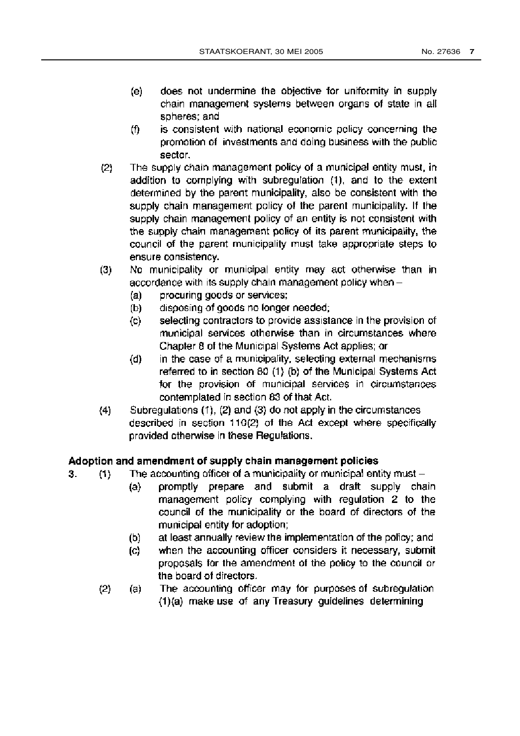(e) does not undermine the objective for uniformity in supply chain management systems between organs of state in all spheres; and

(f) is consistent with national economic policy concerning the promotion of investments and doing business with the public sector.

(2) The supply chain management policy of a municipal entity must, in addition to complying with subregulation (1), and to the extent determined by the parent municipality, also be consistent with the supply chain management policy of the parent municipality. If the supply chain management policy of an entity is not consistent with the supply chain management policy of its parent municipality, the council of the parent municipality must take appropriate steps to ensure consistency.

(3) No municipality or municipal entity may act otherwise than in accordance with its supply chain management policy when –

(a) procuring goods or services;

(b) disposing of goods no longer needed;

(c) selecting contractors to provide assistance in the provision of municipal services otherwise than in circumstances where Chapter 8 of the Municipal Systems Act applies; or

(d) in the case of a municipality, selecting external mechanisms referred to in section 80 (1) (b) of the Municipal Systems Act for the provision of municipal services in circumstances contemplated in section 83 of that Act.

(4) Subregulations (1), (2) and (3) do not apply in the circumstances described in section 110(2) of the Act except where specifically provided otherwise in these Regulations.

### Adoption and amendment of supply chain management policies

3. (1) The accounting officer of a municipality or municipal entity must –

(a) promptly prepare and submit a draft supply chain management policy complying with regulation 2 to the council of the municipality or the board of directors of the municipal entity for adoption;

(b) at least annually review the implementation of the policy; and

(c) when the accounting officer considers it necessary, submit proposals for the amendment of the policy to the council or the board of directors.

(2) (a) The accounting officer may for purposes of subregulation (1)(a) make use of any Treasury guidelines determining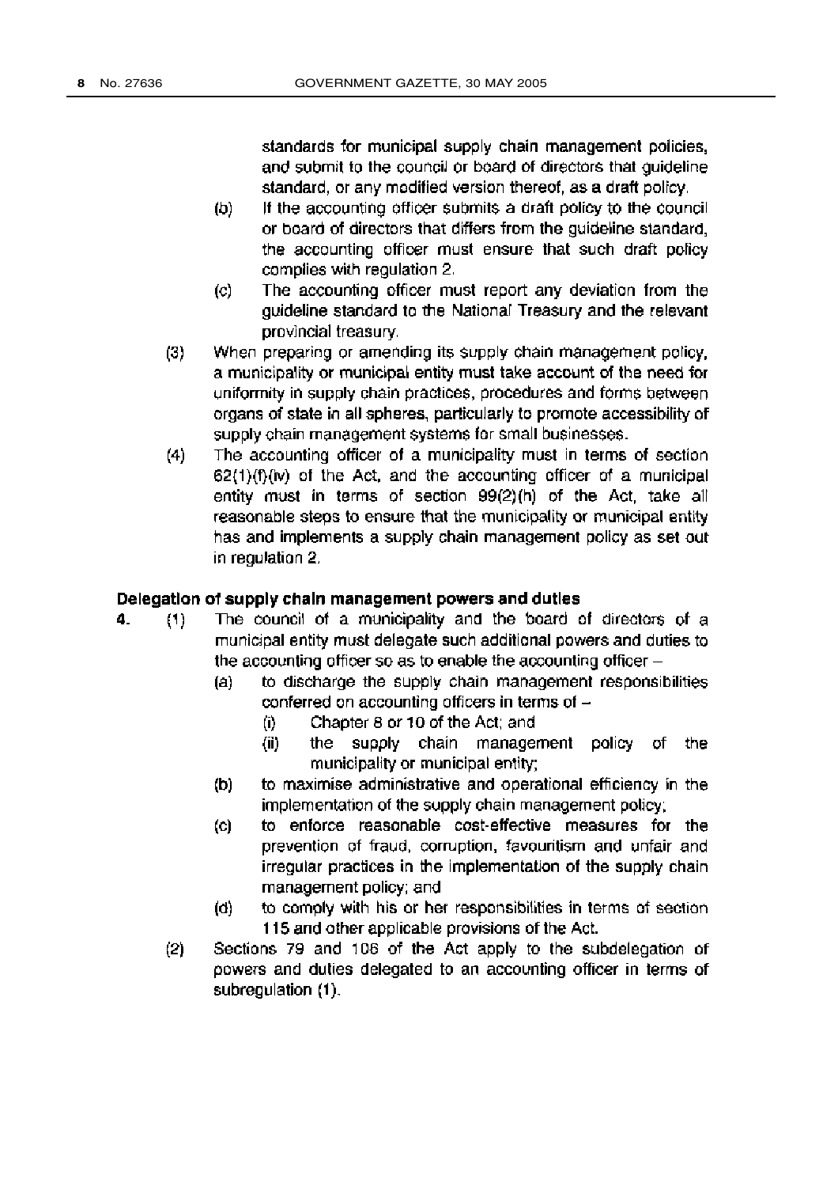standards for municipal supply chain management policies, and submit to the council or board of directors that guideline standard, or any modified version thereof, as a draft policy.

(b) If the accounting officer submits a draft policy to the council or board of directors that differs from the guideline standard, the accounting officer must ensure that such draft policy complies with regulation 2.

(c) The accounting officer must report any deviation from the guideline standard to the National Treasury and the relevant provincial treasury.

(3) When preparing or amending its supply chain management policy, a municipality or municipal entity must take account of the need for uniformity in supply chain practices, procedures and forms between organs of state in all spheres, particularly to promote accessibility of supply chain management systems for small businesses.

(4) The accounting officer of a municipality must in terms of section 62(1)(f)(iv) of the Act, and the accounting officer of a municipal entity must in terms of section 99(2)(h) of the Act, take all reasonable steps to ensure that the municipality or municipal entity has and implements a supply chain management policy as set out in regulation 2.

**Delegation of supply chain management powers and duties**

4. (1) The council of a municipality and the board of directors of a municipal entity must delegate such additional powers and duties to the accounting officer so as to enable the accounting officer –

(a) to discharge the supply chain management responsibilities conferred on accounting officers in terms of –

(i) Chapter 8 or 10 of the Act; and

(ii) the supply chain management policy of the municipality or municipal entity;

(b) to maximise administrative and operational efficiency in the implementation of the supply chain management policy;

(c) to enforce reasonable cost-effective measures for the prevention of fraud, corruption, favouritism and unfair and irregular practices in the implementation of the supply chain management policy; and

(d) to comply with his or her responsibilities in terms of section 115 and other applicable provisions of the Act.

(2) Sections 79 and 106 of the Act apply to the subdelegation of powers and duties delegated to an accounting officer in terms of subregulation (1).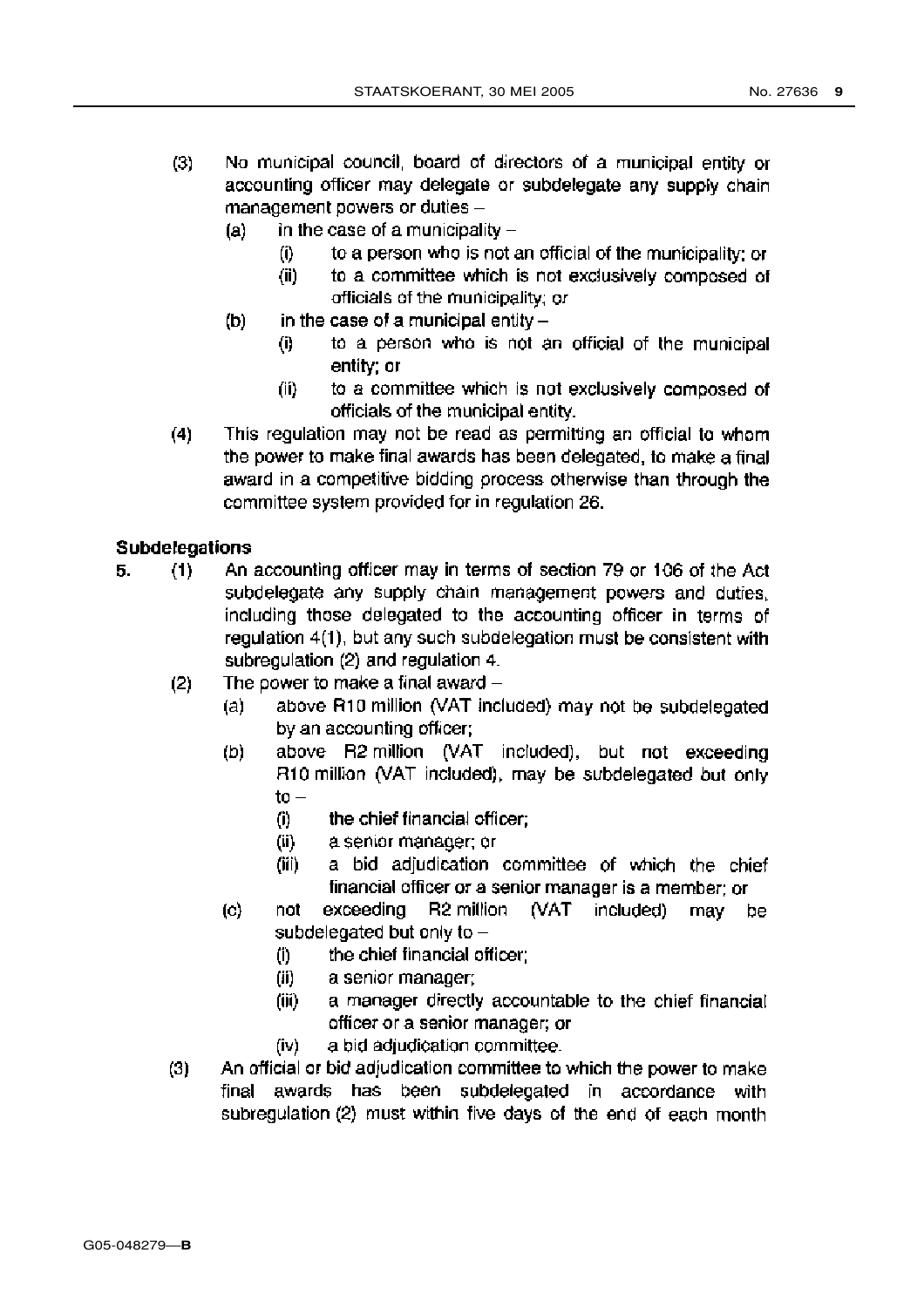(3) No municipal council, board of directors of a municipal entity or accounting officer may delegate or subdelegate any supply chain management powers or duties –

   (a) in the case of a municipality –

      (i) to a person who is not an official of the municipality; or

      (ii) to a committee which is not exclusively composed of officials of the municipality; or

   (b) in the case of a municipal entity –

      (i) to a person who is not an official of the municipal entity; or

      (ii) to a committee which is not exclusively composed of officials of the municipal entity.

(4) This regulation may not be read as permitting an official to whom the power to make final awards has been delegated, to make a final award in a competitive bidding process otherwise than through the committee system provided for in regulation 26.

**Subdelegations**

5. (1) An accounting officer may in terms of section 79 or 106 of the Act subdelegate any supply chain management powers and duties, including those delegated to the accounting officer in terms of regulation 4(1), but any such subdelegation must be consistent with subregulation (2) and regulation 4.

(2) The power to make a final award –

   (a) above R10 million (VAT included) may not be subdelegated by an accounting officer;

   (b) above R2 million (VAT included), but not exceeding R10 million (VAT included), may be subdelegated but only to –

      (i) the chief financial officer;

      (ii) a senior manager; or

      (iii) a bid adjudication committee of which the chief financial officer or a senior manager is a member; or

   (c) not exceeding R2 million (VAT included) may be subdelegated but only to –

      (i) the chief financial officer;

      (ii) a senior manager;

      (iii) a manager directly accountable to the chief financial officer or a senior manager; or

      (iv) a bid adjudication committee.

(3) An official or bid adjudication committee to which the power to make final awards has been subdelegated in accordance with subregulation (2) must within five days of the end of each month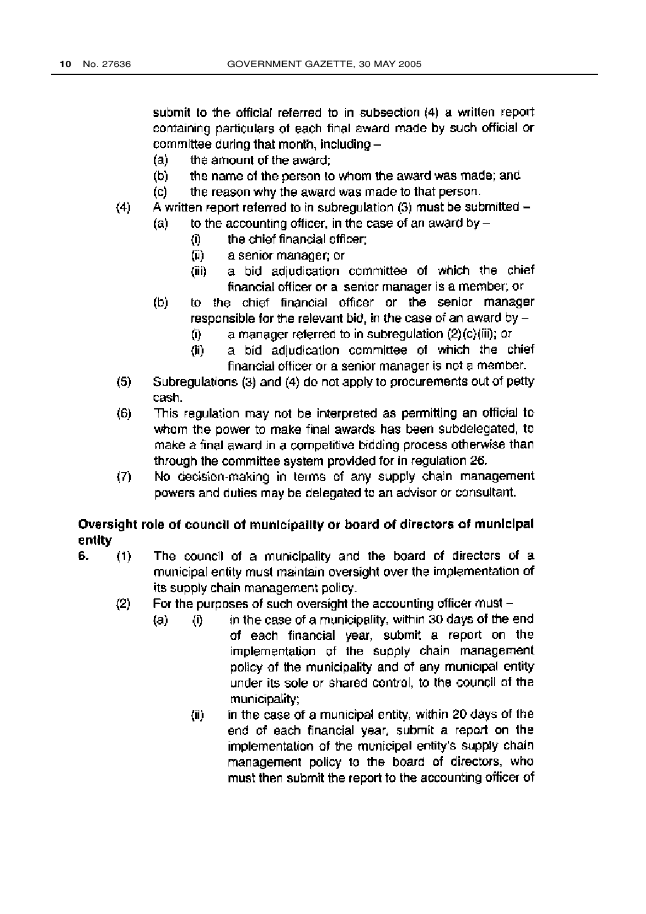submit to the official referred to in subsection (4) a written report containing particulars of each final award made by such official or committee during that month, including –

   (a) the amount of the award;
   (b) the name of the person to whom the award was made; and
   (c) the reason why the award was made to that person.

(4) A written report referred to in subregulation (3) must be submitted –

   (a) to the accounting officer, in the case of an award by –
      (i) the chief financial officer;
      (ii) a senior manager; or
      (iii) a bid adjudication committee of which the chief financial officer or a senior manager is a member; or
   (b) to the chief financial officer or the senior manager responsible for the relevant bid, in the case of an award by –
      (i) a manager referred to in subregulation (2)(c)(iii); or
      (ii) a bid adjudication committee of which the chief financial officer or a senior manager is not a member.

(5) Subregulations (3) and (4) do not apply to procurements out of petty cash.

(6) This regulation may not be interpreted as permitting an official to whom the power to make final awards has been subdelegated, to make a final award in a competitive bidding process otherwise than through the committee system provided for in regulation 26.

(7) No decision-making in terms of any supply chain management powers and duties may be delegated to an advisor or consultant.

**Oversight role of council of municipality or board of directors of municipal entity**

**6.** (1) The council of a municipality and the board of directors of a municipal entity must maintain oversight over the implementation of its supply chain management policy.

(2) For the purposes of such oversight the accounting officer must –

   (a) (i) in the case of a municipality, within 30 days of the end of each financial year, submit a report on the implementation of the supply chain management policy of the municipality and of any municipal entity under its sole or shared control, to the council of the municipality;
      (ii) in the case of a municipal entity, within 20 days of the end of each financial year, submit a report on the implementation of the municipal entity's supply chain management policy to the board of directors, who must then submit the report to the accounting officer of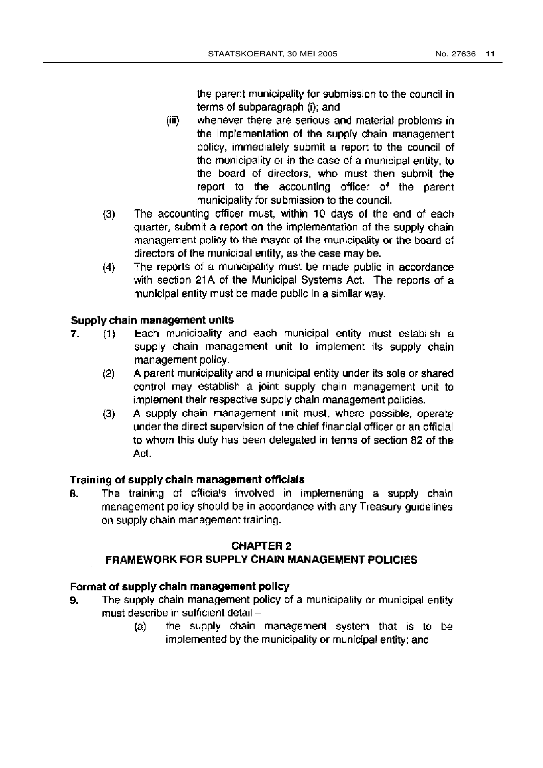the parent municipality for submission to the council in terms of subparagraph (i); and

(iii) whenever there are serious and material problems in the implementation of the supply chain management policy, immediately submit a report to the council of the municipality or in the case of a municipal entity, to the board of directors, who must then submit the report to the accounting officer of the parent municipality for submission to the council.

(3) The accounting officer must, within 10 days of the end of each quarter, submit a report on the implementation of the supply chain management policy to the mayor of the municipality or the board of directors of the municipal entity, as the case may be.

(4) The reports of a municipality must be made public in accordance with section 21A of the Municipal Systems Act. The reports of a municipal entity must be made public in a similar way.

**Supply chain management units**

7. (1) Each municipality and each municipal entity must establish a supply chain management unit to implement its supply chain management policy.

(2) A parent municipality and a municipal entity under its sole or shared control may establish a joint supply chain management unit to implement their respective supply chain management policies.

(3) A supply chain management unit must, where possible, operate under the direct supervision of the chief financial officer or an official to whom this duty has been delegated in terms of section 82 of the Act.

**Training of supply chain management officials**

8. The training of officials involved in implementing a supply chain management policy should be in accordance with any Treasury guidelines on supply chain management training.

## CHAPTER 2

## FRAMEWORK FOR SUPPLY CHAIN MANAGEMENT POLICIES

**Format of supply chain management policy**

9. The supply chain management policy of a municipality or municipal entity must describe in sufficient detail –

(a) the supply chain management system that is to be implemented by the municipality or municipal entity; and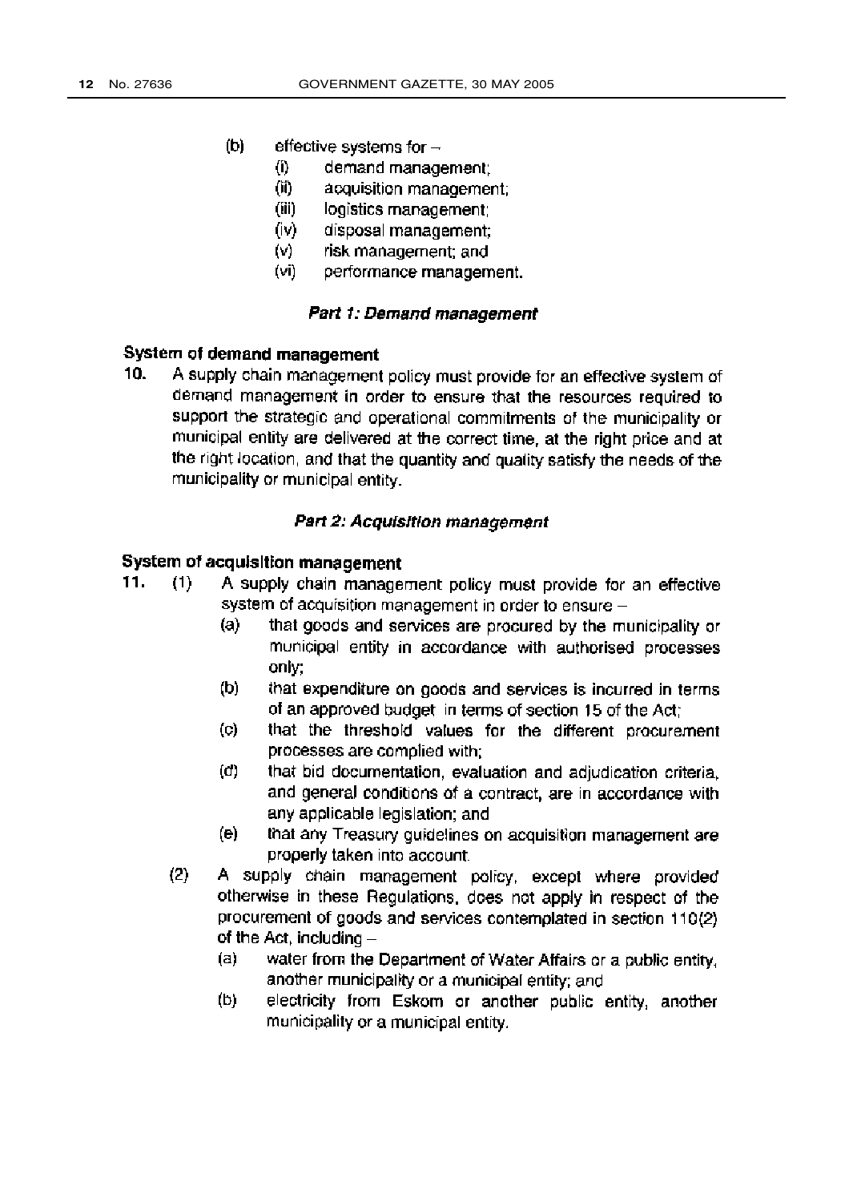(b) effective systems for –
   (i) demand management;
   (ii) acquisition management;
   (iii) logistics management;
   (iv) disposal management;
   (v) risk management; and
   (vi) performance management.

### *Part 1: Demand management*

**System of demand management**

**10.** A supply chain management policy must provide for an effective system of demand management in order to ensure that the resources required to support the strategic and operational commitments of the municipality or municipal entity are delivered at the correct time, at the right price and at the right location, and that the quantity and quality satisfy the needs of the municipality or municipal entity.

### *Part 2: Acquisition management*

**System of acquisition management**

**11.** (1) A supply chain management policy must provide for an effective system of acquisition management in order to ensure –
   (a) that goods and services are procured by the municipality or municipal entity in accordance with authorised processes only;
   (b) that expenditure on goods and services is incurred in terms of an approved budget in terms of section 15 of the Act;
   (c) that the threshold values for the different procurement processes are complied with;
   (d) that bid documentation, evaluation and adjudication criteria, and general conditions of a contract, are in accordance with any applicable legislation; and
   (e) that any Treasury guidelines on acquisition management are properly taken into account.

(2) A supply chain management policy, except where provided otherwise in these Regulations, does not apply in respect of the procurement of goods and services contemplated in section 110(2) of the Act, including –
   (a) water from the Department of Water Affairs or a public entity, another municipality or a municipal entity; and
   (b) electricity from Eskom or another public entity, another municipality or a municipal entity.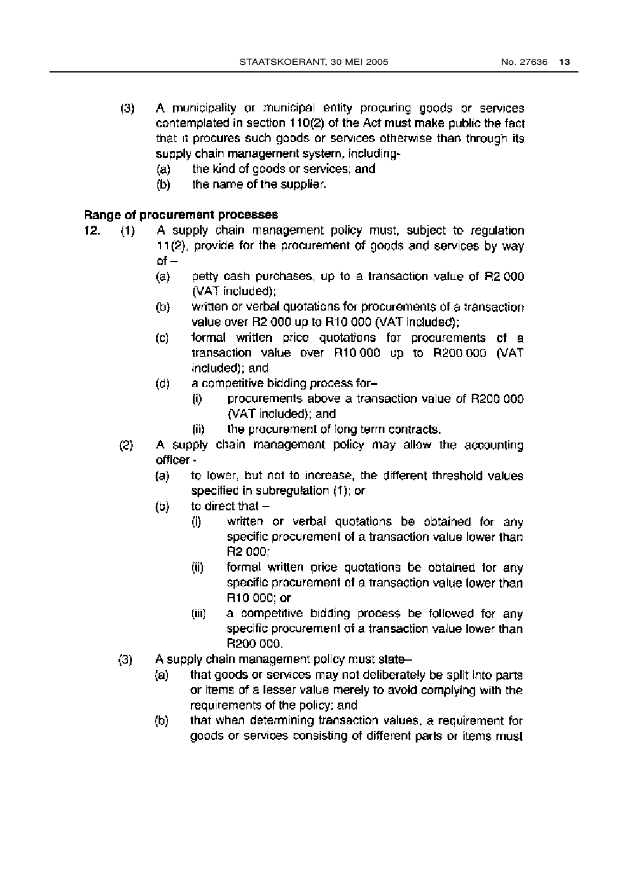(3) A municipality or municipal entity procuring goods or services contemplated in section 110(2) of the Act must make public the fact that it procures such goods or services otherwise than through its supply chain management system, including-

  (a) the kind of goods or services; and
  (b) the name of the supplier.

**Range of procurement processes**

**12.** (1) A supply chain management policy must, subject to regulation 11(2), provide for the procurement of goods and services by way of –

  (a) petty cash purchases, up to a transaction value of R2 000 (VAT included);
  (b) written or verbal quotations for procurements of a transaction value over R2 000 up to R10 000 (VAT included);
  (c) formal written price quotations for procurements of a transaction value over R10 000 up to R200 000 (VAT included); and
  (d) a competitive bidding process for–
    (i) procurements above a transaction value of R200 000 (VAT included); and
    (ii) the procurement of long term contracts.

(2) A supply chain management policy may allow the accounting officer -

  (a) to lower, but not to increase, the different threshold values specified in subregulation (1); or
  (b) to direct that –
    (i) written or verbal quotations be obtained for any specific procurement of a transaction value lower than R2 000;
    (ii) formal written price quotations be obtained for any specific procurement of a transaction value lower than R10 000; or
    (iii) a competitive bidding process be followed for any specific procurement of a transaction value lower than R200 000.

(3) A supply chain management policy must state–

  (a) that goods or services may not deliberately be split into parts or items of a lesser value merely to avoid complying with the requirements of the policy; and
  (b) that when determining transaction values, a requirement for goods or services consisting of different parts or items must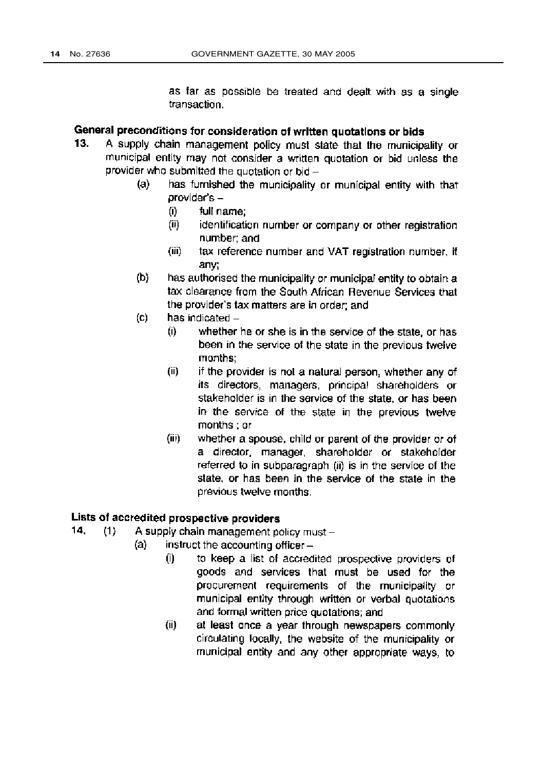as far as possible be treated and dealt with as a single transaction.

### General preconditions for consideration of written quotations or bids

**13.** A supply chain management policy must state that the municipality or municipal entity may not consider a written quotation or bid unless the provider who submitted the quotation or bid –

(a) has furnished the municipality or municipal entity with that provider's –

(i) full name;

(ii) identification number or company or other registration number; and

(iii) tax reference number and VAT registration number, if any;

(b) has authorised the municipality or municipal entity to obtain a tax clearance from the South African Revenue Services that the provider's tax matters are in order; and

(c) has indicated –

(i) whether he or she is in the service of the state, or has been in the service of the state in the previous twelve months;

(ii) if the provider is not a natural person, whether any of its directors, managers, principal shareholders or stakeholder is in the service of the state, or has been in the service of the state in the previous twelve months ; or

(iii) whether a spouse, child or parent of the provider or of a director, manager, shareholder or stakeholder referred to in subparagraph (ii) is in the service of the state, or has been in the service of the state in the previous twelve months.

### Lists of accredited prospective providers

**14.** (1) A supply chain management policy must –

(a) instruct the accounting officer –

(i) to keep a list of accredited prospective providers of goods and services that must be used for the procurement requirements of the municipality or municipal entity through written or verbal quotations and formal written price quotations; and

(ii) at least once a year through newspapers commonly circulating locally, the website of the municipality or municipal entity and any other appropriate ways, to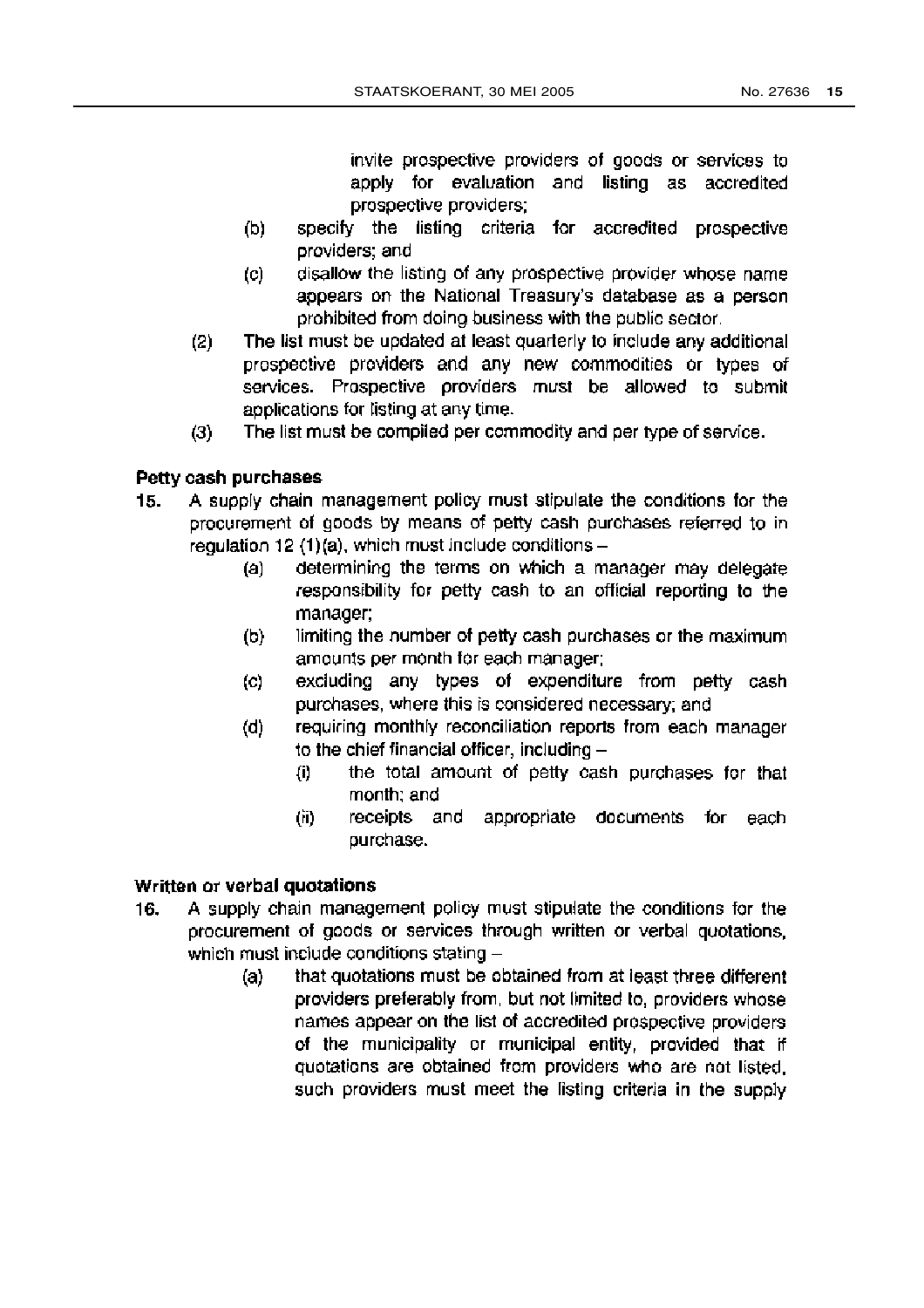invite prospective providers of goods or services to apply for evaluation and listing as accredited prospective providers;

(b) specify the listing criteria for accredited prospective providers; and

(c) disallow the listing of any prospective provider whose name appears on the National Treasury's database as a person prohibited from doing business with the public sector.

(2) The list must be updated at least quarterly to include any additional prospective providers and any new commodities or types of services. Prospective providers must be allowed to submit applications for listing at any time.

(3) The list must be compiled per commodity and per type of service.

**Petty cash purchases**

**15.** A supply chain management policy must stipulate the conditions for the procurement of goods by means of petty cash purchases referred to in regulation 12 (1)(a), which must include conditions –

(a) determining the terms on which a manager may delegate responsibility for petty cash to an official reporting to the manager;

(b) limiting the number of petty cash purchases or the maximum amounts per month for each manager;

(c) excluding any types of expenditure from petty cash purchases, where this is considered necessary; and

(d) requiring monthly reconciliation reports from each manager to the chief financial officer, including –

(i) the total amount of petty cash purchases for that month; and

(ii) receipts and appropriate documents for each purchase.

**Written or verbal quotations**

**16.** A supply chain management policy must stipulate the conditions for the procurement of goods or services through written or verbal quotations, which must include conditions stating –

(a) that quotations must be obtained from at least three different providers preferably from, but not limited to, providers whose names appear on the list of accredited prospective providers of the municipality or municipal entity, provided that if quotations are obtained from providers who are not listed, such providers must meet the listing criteria in the supply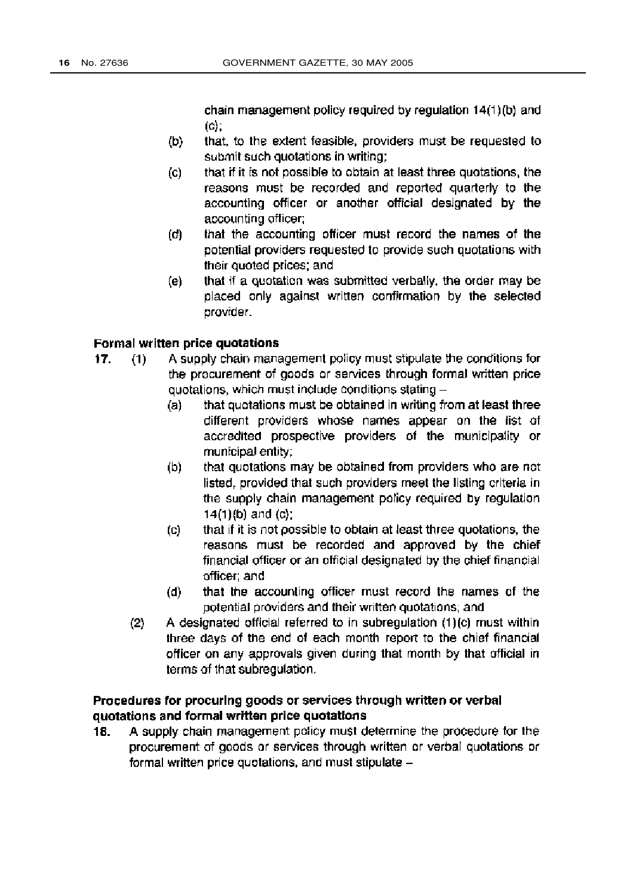chain management policy required by regulation 14(1)(b) and (c);

(b) that, to the extent feasible, providers must be requested to submit such quotations in writing;

(c) that if it is not possible to obtain at least three quotations, the reasons must be recorded and reported quarterly to the accounting officer or another official designated by the accounting officer;

(d) that the accounting officer must record the names of the potential providers requested to provide such quotations with their quoted prices; and

(e) that if a quotation was submitted verbally, the order may be placed only against written confirmation by the selected provider.

**Formal written price quotations**

**17.** (1) A supply chain management policy must stipulate the conditions for the procurement of goods or services through formal written price quotations, which must include conditions stating –

(a) that quotations must be obtained in writing from at least three different providers whose names appear on the list of accredited prospective providers of the municipality or municipal entity;

(b) that quotations may be obtained from providers who are not listed, provided that such providers meet the listing criteria in the supply chain management policy required by regulation 14(1)(b) and (c);

(c) that if it is not possible to obtain at least three quotations, the reasons must be recorded and approved by the chief financial officer or an official designated by the chief financial officer; and

(d) that the accounting officer must record the names of the potential providers and their written quotations; and

(2) A designated official referred to in subregulation (1)(c) must within three days of the end of each month report to the chief financial officer on any approvals given during that month by that official in terms of that subregulation.

**Procedures for procuring goods or services through written or verbal quotations and formal written price quotations**

**18.** A supply chain management policy must determine the procedure for the procurement of goods or services through written or verbal quotations or formal written price quotations, and must stipulate –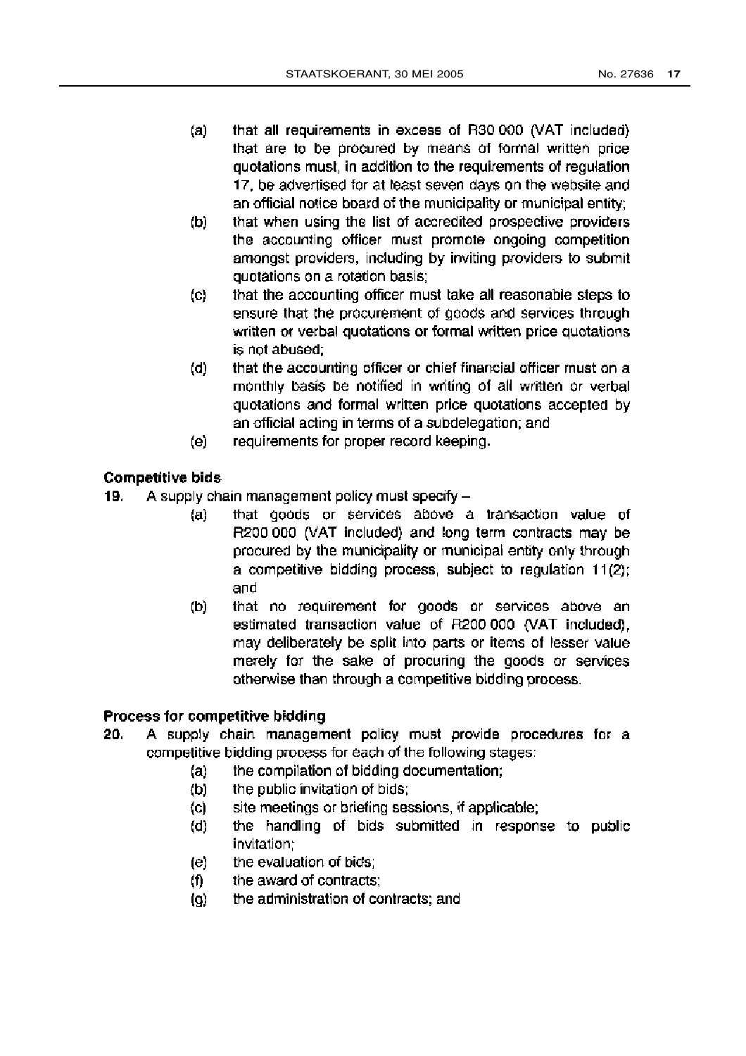(a) that all requirements in excess of R30 000 (VAT included) that are to be procured by means of formal written price quotations must, in addition to the requirements of regulation 17, be advertised for at least seven days on the website and an official notice board of the municipality or municipal entity;

(b) that when using the list of accredited prospective providers the accounting officer must promote ongoing competition amongst providers, including by inviting providers to submit quotations on a rotation basis;

(c) that the accounting officer must take all reasonable steps to ensure that the procurement of goods and services through written or verbal quotations or formal written price quotations is not abused;

(d) that the accounting officer or chief financial officer must on a monthly basis be notified in writing of all written or verbal quotations and formal written price quotations accepted by an official acting in terms of a subdelegation; and

(e) requirements for proper record keeping.

**Competitive bids**

**19.** A supply chain management policy must specify –

(a) that goods or services above a transaction value of R200 000 (VAT included) and long term contracts may be procured by the municipality or municipal entity only through a competitive bidding process, subject to regulation 11(2); and

(b) that no requirement for goods or services above an estimated transaction value of R200 000 (VAT included), may deliberately be split into parts or items of lesser value merely for the sake of procuring the goods or services otherwise than through a competitive bidding process.

**Process for competitive bidding**

**20.** A supply chain management policy must provide procedures for a competitive bidding process for each of the following stages:

(a) the compilation of bidding documentation;

(b) the public invitation of bids;

(c) site meetings or briefing sessions, if applicable;

(d) the handling of bids submitted in response to public invitation;

(e) the evaluation of bids;

(f) the award of contracts;

(g) the administration of contracts; and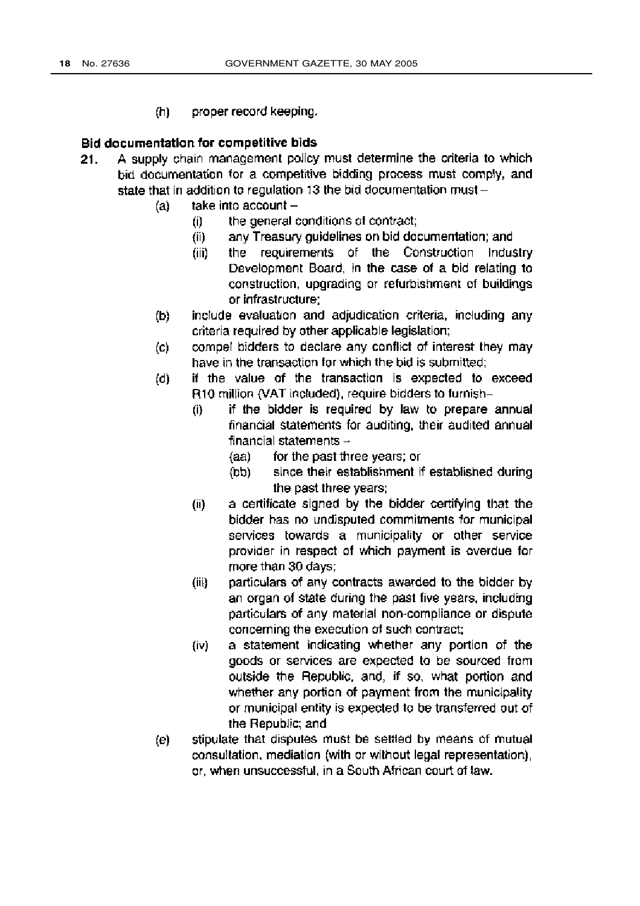(h) proper record keeping.

**Bid documentation for competitive bids**

21. A supply chain management policy must determine the criteria to which bid documentation for a competitive bidding process must comply, and state that in addition to regulation 13 the bid documentation must –
    - (a) take into account –
        - (i) the general conditions of contract;
        - (ii) any Treasury guidelines on bid documentation; and
        - (iii) the requirements of the Construction Industry Development Board, in the case of a bid relating to construction, upgrading or refurbishment of buildings or infrastructure;
    - (b) include evaluation and adjudication criteria, including any criteria required by other applicable legislation;
    - (c) compel bidders to declare any conflict of interest they may have in the transaction for which the bid is submitted;
    - (d) if the value of the transaction is expected to exceed R10 million (VAT included), require bidders to furnish–
        - (i) if the bidder is required by law to prepare annual financial statements for auditing, their audited annual financial statements –
            - (aa) for the past three years; or
            - (bb) since their establishment if established during the past three years;
        - (ii) a certificate signed by the bidder certifying that the bidder has no undisputed commitments for municipal services towards a municipality or other service provider in respect of which payment is overdue for more than 30 days;
        - (iii) particulars of any contracts awarded to the bidder by an organ of state during the past five years, including particulars of any material non-compliance or dispute concerning the execution of such contract;
        - (iv) a statement indicating whether any portion of the goods or services are expected to be sourced from outside the Republic, and, if so, what portion and whether any portion of payment from the municipality or municipal entity is expected to be transferred out of the Republic; and
    - (e) stipulate that disputes must be settled by means of mutual consultation, mediation (with or without legal representation), or, when unsuccessful, in a South African court of law.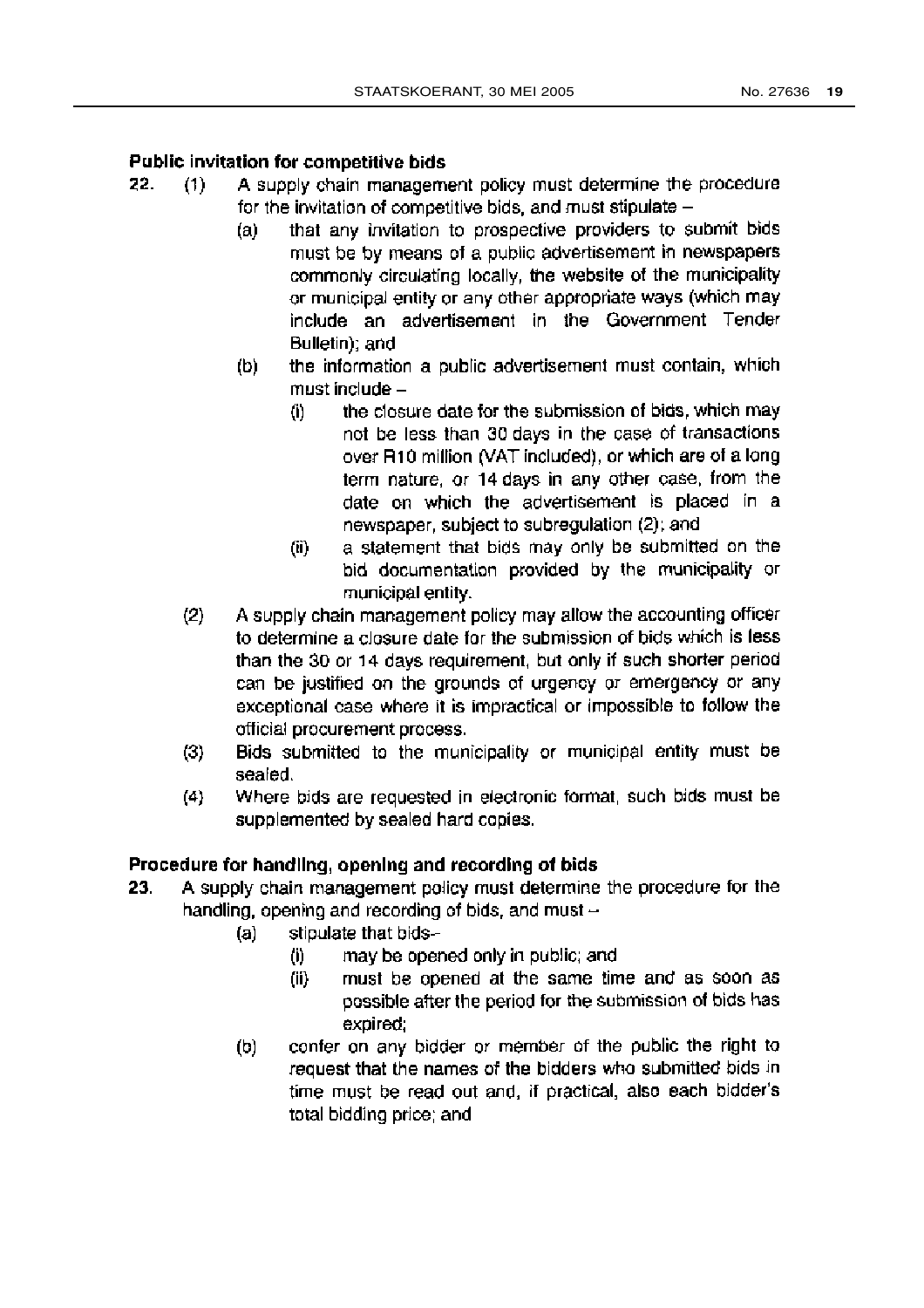**Public invitation for competitive bids**

22. (1) A supply chain management policy must determine the procedure for the invitation of competitive bids, and must stipulate –

(a) that any invitation to prospective providers to submit bids must be by means of a public advertisement in newspapers commonly circulating locally, the website of the municipality or municipal entity or any other appropriate ways (which may include an advertisement in the Government Tender Bulletin); and

(b) the information a public advertisement must contain, which must include –

(i) the closure date for the submission of bids, which may not be less than 30 days in the case of transactions over R10 million (VAT included), or which are of a long term nature, or 14 days in any other case, from the date on which the advertisement is placed in a newspaper, subject to subregulation (2); and

(ii) a statement that bids may only be submitted on the bid documentation provided by the municipality or municipal entity.

(2) A supply chain management policy may allow the accounting officer to determine a closure date for the submission of bids which is less than the 30 or 14 days requirement, but only if such shorter period can be justified on the grounds of urgency or emergency or any exceptional case where it is impractical or impossible to follow the official procurement process.

(3) Bids submitted to the municipality or municipal entity must be sealed.

(4) Where bids are requested in electronic format, such bids must be supplemented by sealed hard copies.

**Procedure for handling, opening and recording of bids**

23. A supply chain management policy must determine the procedure for the handling, opening and recording of bids, and must –

(a) stipulate that bids–

(i) may be opened only in public; and

(ii) must be opened at the same time and as soon as possible after the period for the submission of bids has expired;

(b) confer on any bidder or member of the public the right to request that the names of the bidders who submitted bids in time must be read out and, if practical, also each bidder's total bidding price; and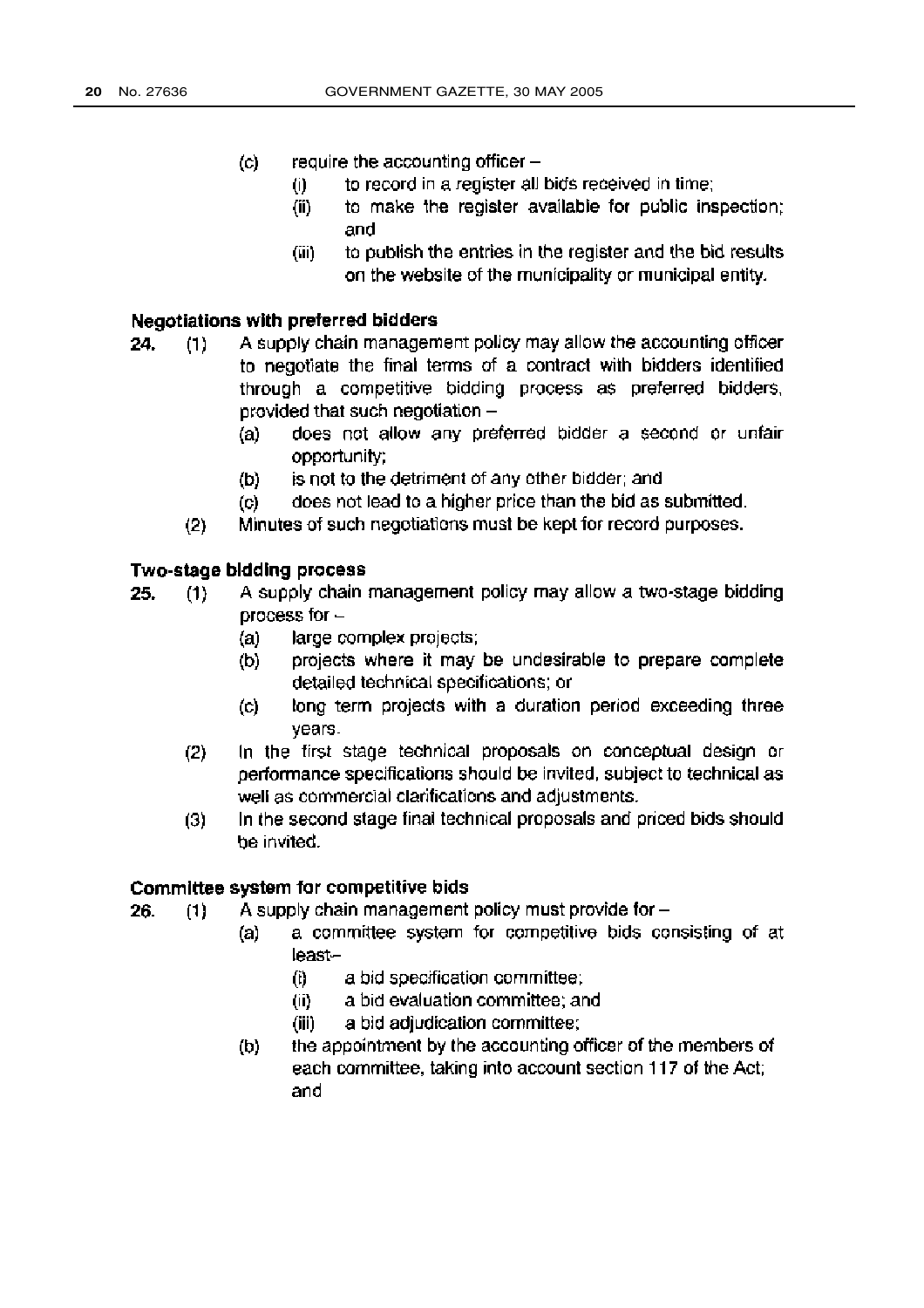(c) require the accounting officer –
   (i) to record in a register all bids received in time;
   (ii) to make the register available for public inspection; and
   (iii) to publish the entries in the register and the bid results on the website of the municipality or municipal entity.

**Negotiations with preferred bidders**

**24.** (1) A supply chain management policy may allow the accounting officer to negotiate the final terms of a contract with bidders identified through a competitive bidding process as preferred bidders, provided that such negotiation –
   (a) does not allow any preferred bidder a second or unfair opportunity;
   (b) is not to the detriment of any other bidder; and
   (c) does not lead to a higher price than the bid as submitted.

(2) Minutes of such negotiations must be kept for record purposes.

**Two-stage bidding process**

**25.** (1) A supply chain management policy may allow a two-stage bidding process for –
   (a) large complex projects;
   (b) projects where it may be undesirable to prepare complete detailed technical specifications; or
   (c) long term projects with a duration period exceeding three years.

(2) In the first stage technical proposals on conceptual design or performance specifications should be invited, subject to technical as well as commercial clarifications and adjustments.

(3) In the second stage final technical proposals and priced bids should be invited.

**Committee system for competitive bids**

**26.** (1) A supply chain management policy must provide for –
   (a) a committee system for competitive bids consisting of at least–
      (i) a bid specification committee;
      (ii) a bid evaluation committee; and
      (iii) a bid adjudication committee;
   (b) the appointment by the accounting officer of the members of each committee, taking into account section 117 of the Act; and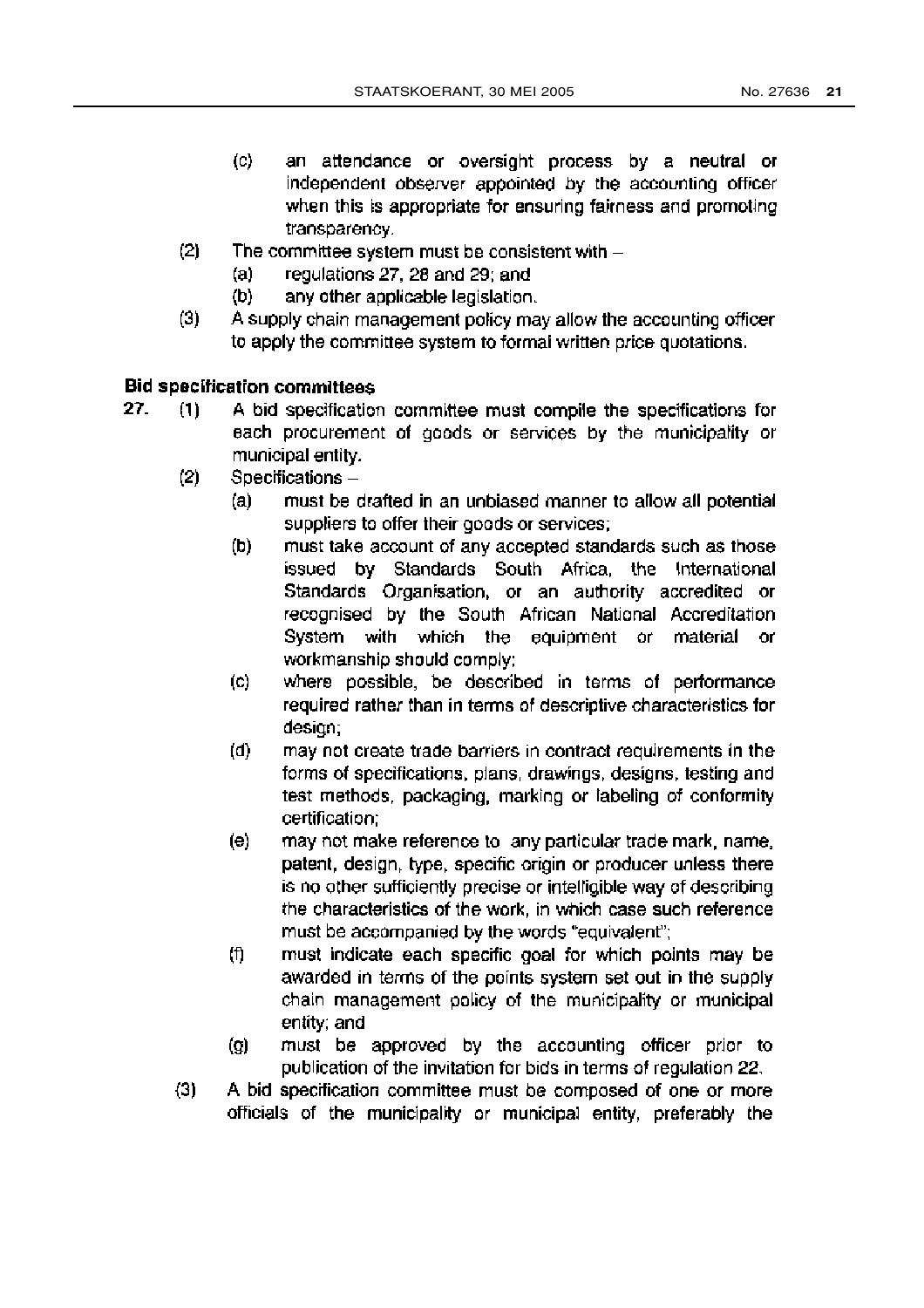(c) an attendance or oversight process by a neutral or independent observer appointed by the accounting officer when this is appropriate for ensuring fairness and promoting transparency.

(2) The committee system must be consistent with –

(a) regulations 27, 28 and 29; and

(b) any other applicable legislation.

(3) A supply chain management policy may allow the accounting officer to apply the committee system to formal written price quotations.

**Bid specification committees**

**27.** (1) A bid specification committee must compile the specifications for each procurement of goods or services by the municipality or municipal entity.

(2) Specifications –

(a) must be drafted in an unbiased manner to allow all potential suppliers to offer their goods or services;

(b) must take account of any accepted standards such as those issued by Standards South Africa, the International Standards Organisation, or an authority accredited or recognised by the South African National Accreditation System with which the equipment or material or workmanship should comply;

(c) where possible, be described in terms of performance required rather than in terms of descriptive characteristics for design;

(d) may not create trade barriers in contract requirements in the forms of specifications, plans, drawings, designs, testing and test methods, packaging, marking or labeling of conformity certification;

(e) may not make reference to any particular trade mark, name, patent, design, type, specific origin or producer unless there is no other sufficiently precise or intelligible way of describing the characteristics of the work, in which case such reference must be accompanied by the words "equivalent";

(f) must indicate each specific goal for which points may be awarded in terms of the points system set out in the supply chain management policy of the municipality or municipal entity; and

(g) must be approved by the accounting officer prior to publication of the invitation for bids in terms of regulation 22.

(3) A bid specification committee must be composed of one or more officials of the municipality or municipal entity, preferably the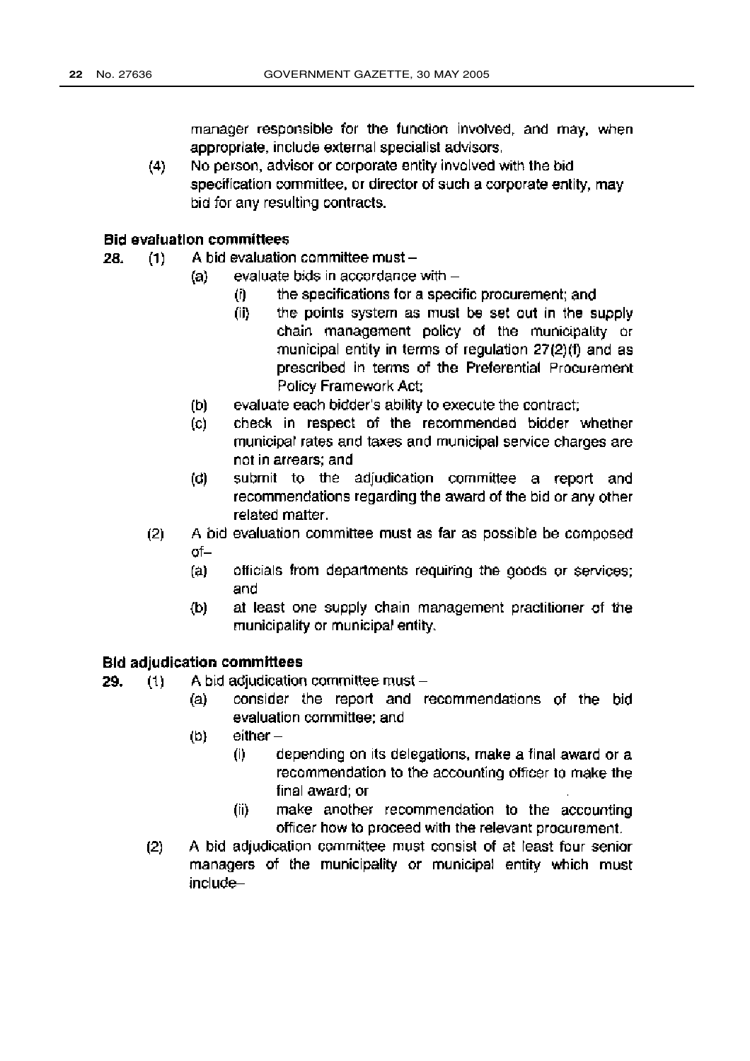manager responsible for the function involved, and may, when appropriate, include external specialist advisors.

(4) No person, advisor or corporate entity involved with the bid specification committee, or director of such a corporate entity, may bid for any resulting contracts.

**Bid evaluation committees**

**28.** (1) A bid evaluation committee must –

(a) evaluate bids in accordance with –

(i) the specifications for a specific procurement; and

(ii) the points system as must be set out in the supply chain management policy of the municipality or municipal entity in terms of regulation 27(2)(f) and as prescribed in terms of the Preferential Procurement Policy Framework Act;

(b) evaluate each bidder's ability to execute the contract;

(c) check in respect of the recommended bidder whether municipal rates and taxes and municipal service charges are not in arrears; and

(d) submit to the adjudication committee a report and recommendations regarding the award of the bid or any other related matter.

(2) A bid evaluation committee must as far as possible be composed of–

(a) officials from departments requiring the goods or services; and

(b) at least one supply chain management practitioner of the municipality or municipal entity.

**Bid adjudication committees**

**29.** (1) A bid adjudication committee must –

(a) consider the report and recommendations of the bid evaluation committee; and

(b) either –

(i) depending on its delegations, make a final award or a recommendation to the accounting officer to make the final award; or

(ii) make another recommendation to the accounting officer how to proceed with the relevant procurement.

(2) A bid adjudication committee must consist of at least four senior managers of the municipality or municipal entity which must include–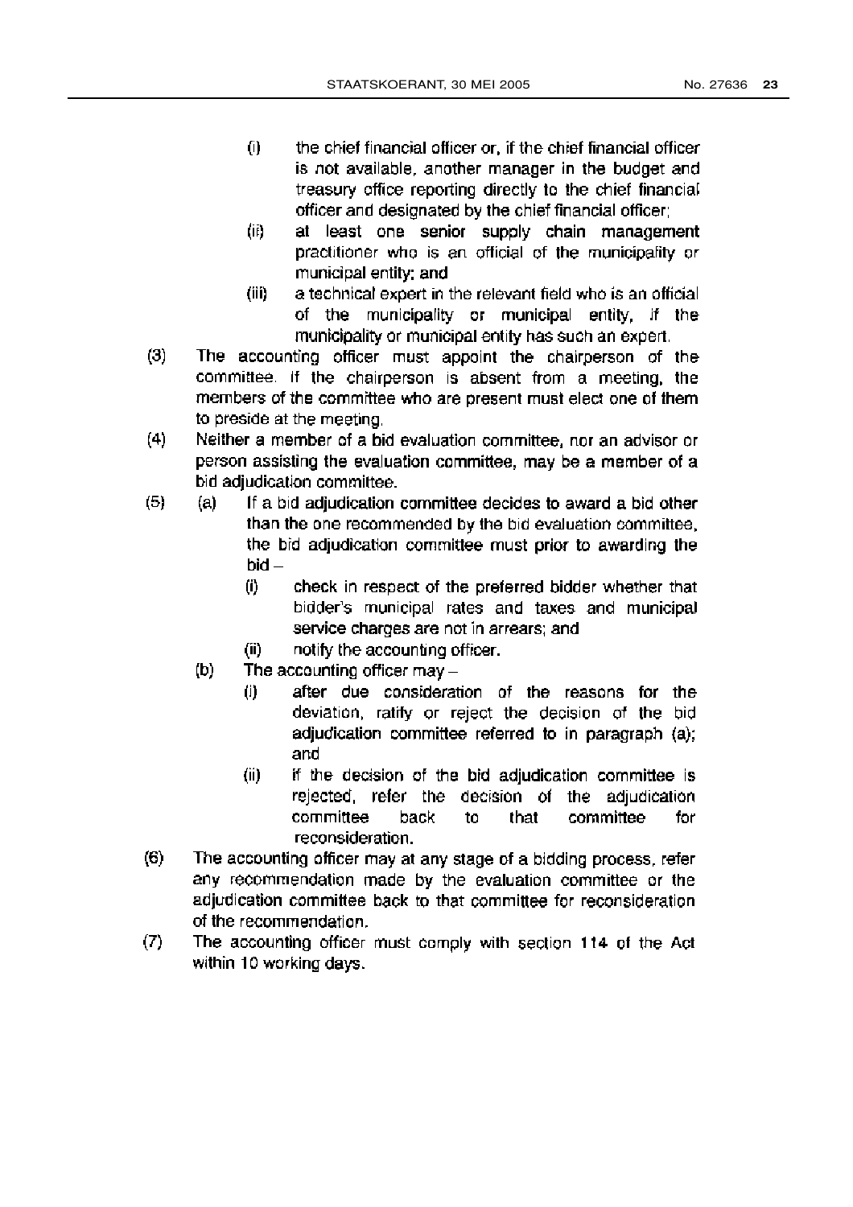(i) the chief financial officer or, if the chief financial officer is not available, another manager in the budget and treasury office reporting directly to the chief financial officer and designated by the chief financial officer;

(ii) at least one senior supply chain management practitioner who is an official of the municipality or municipal entity; and

(iii) a technical expert in the relevant field who is an official of the municipality or municipal entity, if the municipality or municipal entity has such an expert.

(3) The accounting officer must appoint the chairperson of the committee. If the chairperson is absent from a meeting, the members of the committee who are present must elect one of them to preside at the meeting.

(4) Neither a member of a bid evaluation committee, nor an advisor or person assisting the evaluation committee, may be a member of a bid adjudication committee.

(5) (a) If a bid adjudication committee decides to award a bid other than the one recommended by the bid evaluation committee, the bid adjudication committee must prior to awarding the bid –

(i) check in respect of the preferred bidder whether that bidder's municipal rates and taxes and municipal service charges are not in arrears; and

(ii) notify the accounting officer.

(b) The accounting officer may –

(i) after due consideration of the reasons for the deviation, ratify or reject the decision of the bid adjudication committee referred to in paragraph (a); and

(ii) if the decision of the bid adjudication committee is rejected, refer the decision of the adjudication committee back to that committee for reconsideration.

(6) The accounting officer may at any stage of a bidding process, refer any recommendation made by the evaluation committee or the adjudication committee back to that committee for reconsideration of the recommendation.

(7) The accounting officer must comply with section 114 of the Act within 10 working days.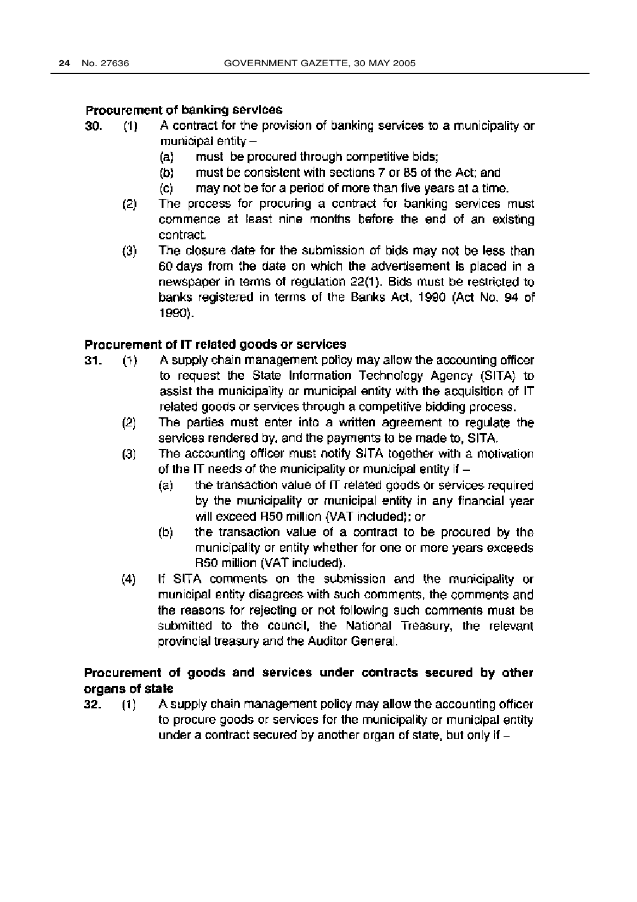**Procurement of banking services**

30. (1) A contract for the provision of banking services to a municipality or municipal entity –

   (a) must be procured through competitive bids;

   (b) must be consistent with sections 7 or 85 of the Act; and

   (c) may not be for a period of more than five years at a time.

(2) The process for procuring a contract for banking services must commence at least nine months before the end of an existing contract.

(3) The closure date for the submission of bids may not be less than 60 days from the date on which the advertisement is placed in a newspaper in terms of regulation 22(1). Bids must be restricted to banks registered in terms of the Banks Act, 1990 (Act No. 94 of 1990).

**Procurement of IT related goods or services**

31. (1) A supply chain management policy may allow the accounting officer to request the State Information Technology Agency (SITA) to assist the municipality or municipal entity with the acquisition of IT related goods or services through a competitive bidding process.

(2) The parties must enter into a written agreement to regulate the services rendered by, and the payments to be made to, SITA.

(3) The accounting officer must notify SITA together with a motivation of the IT needs of the municipality or municipal entity if –

   (a) the transaction value of IT related goods or services required by the municipality or municipal entity in any financial year will exceed R50 million (VAT included); or

   (b) the transaction value of a contract to be procured by the municipality or entity whether for one or more years exceeds R50 million (VAT included).

(4) If SITA comments on the submission and the municipality or municipal entity disagrees with such comments, the comments and the reasons for rejecting or not following such comments must be submitted to the council, the National Treasury, the relevant provincial treasury and the Auditor General.

**Procurement of goods and services under contracts secured by other organs of state**

32. (1) A supply chain management policy may allow the accounting officer to procure goods or services for the municipality or municipal entity under a contract secured by another organ of state, but only if –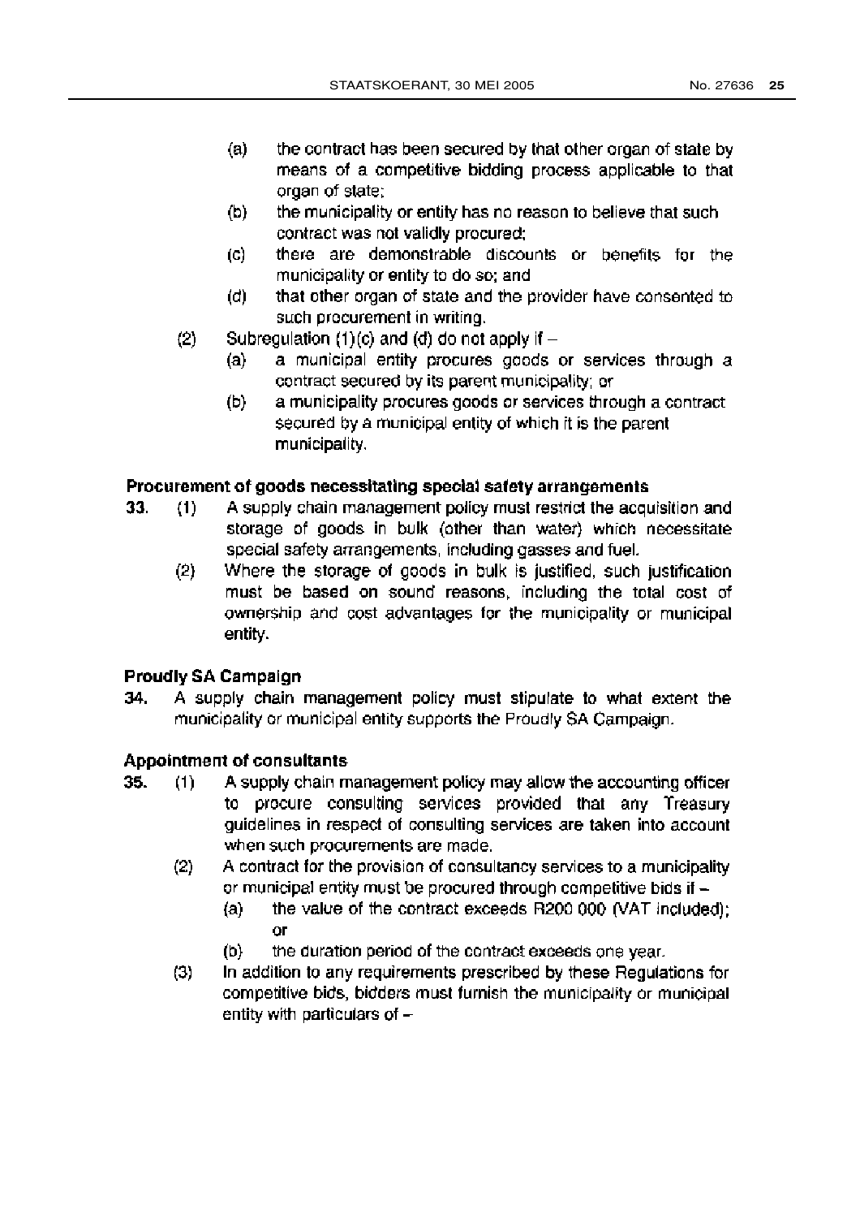(a) the contract has been secured by that other organ of state by means of a competitive bidding process applicable to that organ of state;

(b) the municipality or entity has no reason to believe that such contract was not validly procured;

(c) there are demonstrable discounts or benefits for the municipality or entity to do so; and

(d) that other organ of state and the provider have consented to such procurement in writing.

(2) Subregulation (1)(c) and (d) do not apply if –

(a) a municipal entity procures goods or services through a contract secured by its parent municipality; or

(b) a municipality procures goods or services through a contract secured by a municipal entity of which it is the parent municipality.

**Procurement of goods necessitating special safety arrangements**

**33.** (1) A supply chain management policy must restrict the acquisition and storage of goods in bulk (other than water) which necessitate special safety arrangements, including gasses and fuel.

(2) Where the storage of goods in bulk is justified, such justification must be based on sound reasons, including the total cost of ownership and cost advantages for the municipality or municipal entity.

**Proudly SA Campaign**

**34.** A supply chain management policy must stipulate to what extent the municipality or municipal entity supports the Proudly SA Campaign.

**Appointment of consultants**

**35.** (1) A supply chain management policy may allow the accounting officer to procure consulting services provided that any Treasury guidelines in respect of consulting services are taken into account when such procurements are made.

(2) A contract for the provision of consultancy services to a municipality or municipal entity must be procured through competitive bids if –

(a) the value of the contract exceeds R200 000 (VAT included); or

(b) the duration period of the contract exceeds one year.

(3) In addition to any requirements prescribed by these Regulations for competitive bids, bidders must furnish the municipality or municipal entity with particulars of –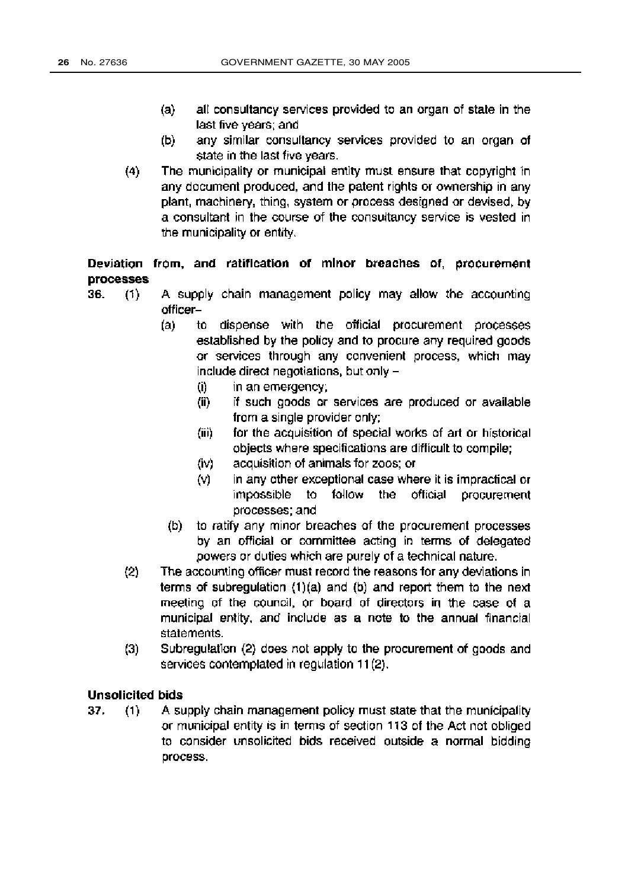(a) all consultancy services provided to an organ of state in the last five years; and

(b) any similar consultancy services provided to an organ of state in the last five years.

(4) The municipality or municipal entity must ensure that copyright in any document produced, and the patent rights or ownership in any plant, machinery, thing, system or process designed or devised, by a consultant in the course of the consultancy service is vested in the municipality or entity.

**Deviation from, and ratification of minor breaches of, procurement processes**

36. (1) A supply chain management policy may allow the accounting officer–

(a) to dispense with the official procurement processes established by the policy and to procure any required goods or services through any convenient process, which may include direct negotiations, but only –

(i) in an emergency;

(ii) if such goods or services are produced or available from a single provider only;

(iii) for the acquisition of special works of art or historical objects where specifications are difficult to compile;

(iv) acquisition of animals for zoos; or

(v) in any other exceptional case where it is impractical or impossible to follow the official procurement processes; and

(b) to ratify any minor breaches of the procurement processes by an official or committee acting in terms of delegated powers or duties which are purely of a technical nature.

(2) The accounting officer must record the reasons for any deviations in terms of subregulation (1)(a) and (b) and report them to the next meeting of the council, or board of directors in the case of a municipal entity, and include as a note to the annual financial statements.

(3) Subregulation (2) does not apply to the procurement of goods and services contemplated in regulation 11(2).

**Unsolicited bids**

37. (1) A supply chain management policy must state that the municipality or municipal entity is in terms of section 113 of the Act not obliged to consider unsolicited bids received outside a normal bidding process.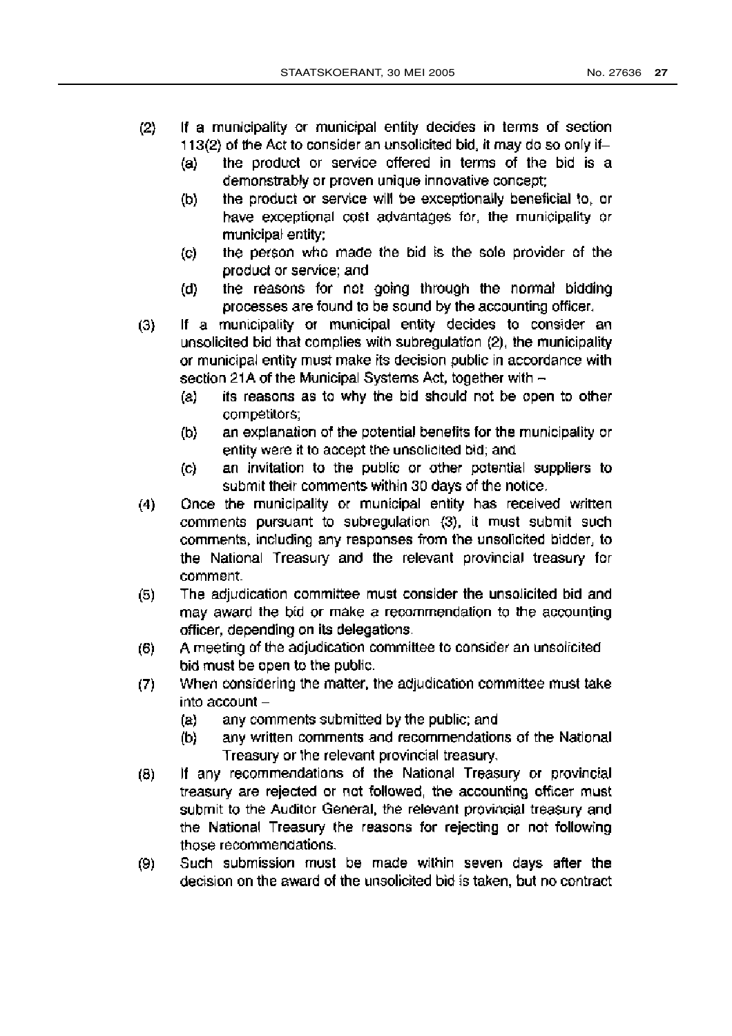(2) If a municipality or municipal entity decides in terms of section 113(2) of the Act to consider an unsolicited bid, it may do so only if–

 (a) the product or service offered in terms of the bid is a demonstrably or proven unique innovative concept;
 (b) the product or service will be exceptionally beneficial to, or have exceptional cost advantages for, the municipality or municipal entity;
 (c) the person who made the bid is the sole provider of the product or service; and
 (d) the reasons for not going through the normal bidding processes are found to be sound by the accounting officer.

(3) If a municipality or municipal entity decides to consider an unsolicited bid that complies with subregulation (2), the municipality or municipal entity must make its decision public in accordance with section 21A of the Municipal Systems Act, together with –

 (a) its reasons as to why the bid should not be open to other competitors;
 (b) an explanation of the potential benefits for the municipality or entity were it to accept the unsolicited bid; and
 (c) an invitation to the public or other potential suppliers to submit their comments within 30 days of the notice.

(4) Once the municipality or municipal entity has received written comments pursuant to subregulation (3), it must submit such comments, including any responses from the unsolicited bidder, to the National Treasury and the relevant provincial treasury for comment.

(5) The adjudication committee must consider the unsolicited bid and may award the bid or make a recommendation to the accounting officer, depending on its delegations.

(6) A meeting of the adjudication committee to consider an unsolicited bid must be open to the public.

(7) When considering the matter, the adjudication committee must take into account –

 (a) any comments submitted by the public; and
 (b) any written comments and recommendations of the National Treasury or the relevant provincial treasury.

(8) If any recommendations of the National Treasury or provincial treasury are rejected or not followed, the accounting officer must submit to the Auditor General, the relevant provincial treasury and the National Treasury the reasons for rejecting or not following those recommendations.

(9) Such submission must be made within seven days after the decision on the award of the unsolicited bid is taken, but no contract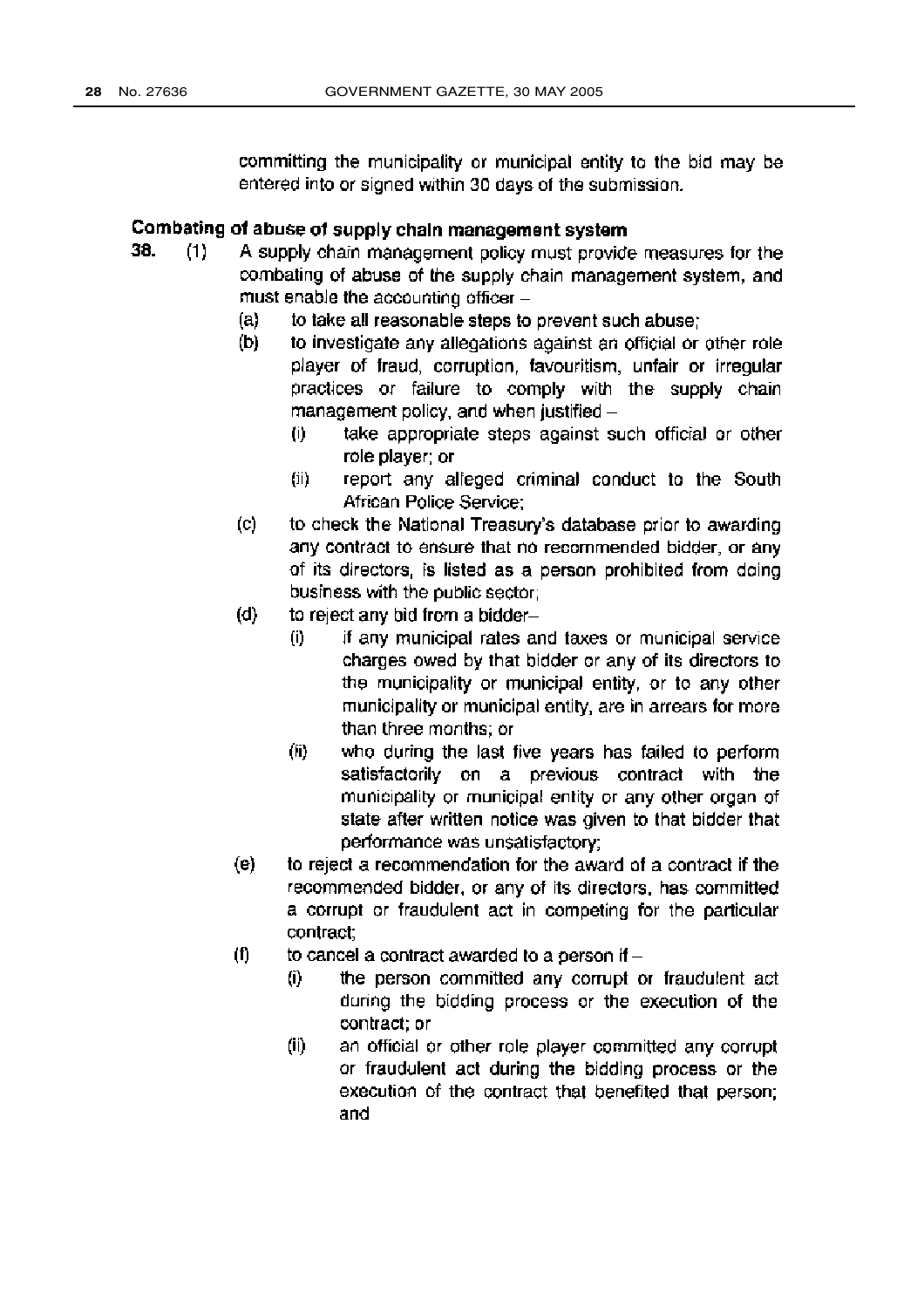committing the municipality or municipal entity to the bid may be entered into or signed within 30 days of the submission.

**Combating of abuse of supply chain management system**

**38.** (1) A supply chain management policy must provide measures for the combating of abuse of the supply chain management system, and must enable the accounting officer –

(a) to take all reasonable steps to prevent such abuse;

(b) to investigate any allegations against an official or other role player of fraud, corruption, favouritism, unfair or irregular practices or failure to comply with the supply chain management policy, and when justified –

(i) take appropriate steps against such official or other role player; or

(ii) report any alleged criminal conduct to the South African Police Service;

(c) to check the National Treasury's database prior to awarding any contract to ensure that no recommended bidder, or any of its directors, is listed as a person prohibited from doing business with the public sector;

(d) to reject any bid from a bidder–

(i) if any municipal rates and taxes or municipal service charges owed by that bidder or any of its directors to the municipality or municipal entity, or to any other municipality or municipal entity, are in arrears for more than three months; or

(ii) who during the last five years has failed to perform satisfactorily on a previous contract with the municipality or municipal entity or any other organ of state after written notice was given to that bidder that performance was unsatisfactory;

(e) to reject a recommendation for the award of a contract if the recommended bidder, or any of its directors, has committed a corrupt or fraudulent act in competing for the particular contract;

(f) to cancel a contract awarded to a person if –

(i) the person committed any corrupt or fraudulent act during the bidding process or the execution of the contract; or

(ii) an official or other role player committed any corrupt or fraudulent act during the bidding process or the execution of the contract that benefited that person; and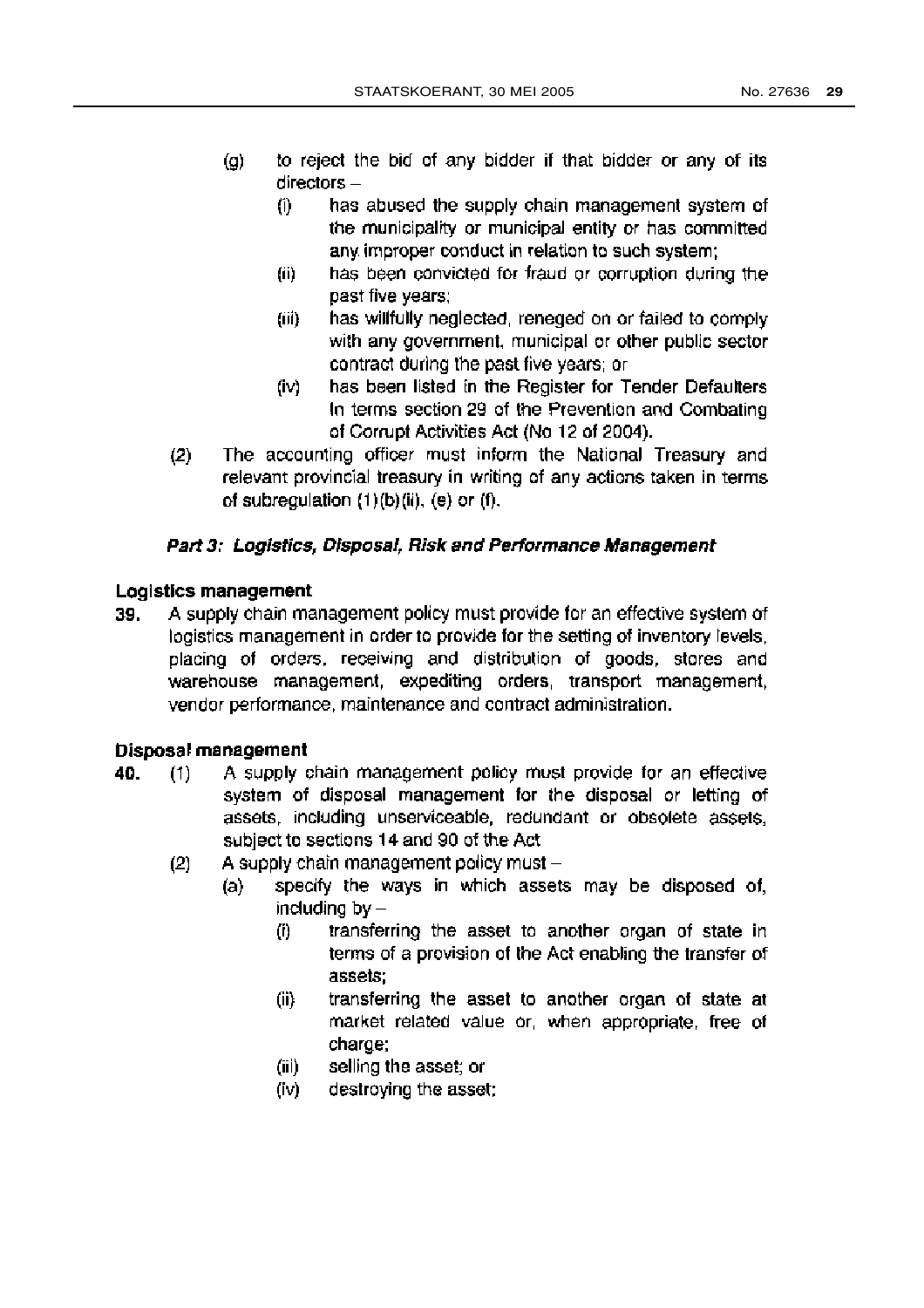(g) to reject the bid of any bidder if that bidder or any of its directors –

(i) has abused the supply chain management system of the municipality or municipal entity or has committed any improper conduct in relation to such system;

(ii) has been convicted for fraud or corruption during the past five years;

(iii) has willfully neglected, reneged on or failed to comply with any government, municipal or other public sector contract during the past five years; or

(iv) has been listed in the Register for Tender Defaulters in terms section 29 of the Prevention and Combating of Corrupt Activities Act (No 12 of 2004).

(2) The accounting officer must inform the National Treasury and relevant provincial treasury in writing of any actions taken in terms of subregulation (1)(b)(ii), (e) or (f).

### *Part 3: Logistics, Disposal, Risk and Performance Management*

**Logistics management**

**39.** A supply chain management policy must provide for an effective system of logistics management in order to provide for the setting of inventory levels, placing of orders, receiving and distribution of goods, stores and warehouse management, expediting orders, transport management, vendor performance, maintenance and contract administration.

**Disposal management**

**40.** (1) A supply chain management policy must provide for an effective system of disposal management for the disposal or letting of assets, including unserviceable, redundant or obsolete assets, subject to sections 14 and 90 of the Act

(2) A supply chain management policy must –

(a) specify the ways in which assets may be disposed of, including by –

(i) transferring the asset to another organ of state in terms of a provision of the Act enabling the transfer of assets;

(ii) transferring the asset to another organ of state at market related value or, when appropriate, free of charge;

(iii) selling the asset; or

(iv) destroying the asset;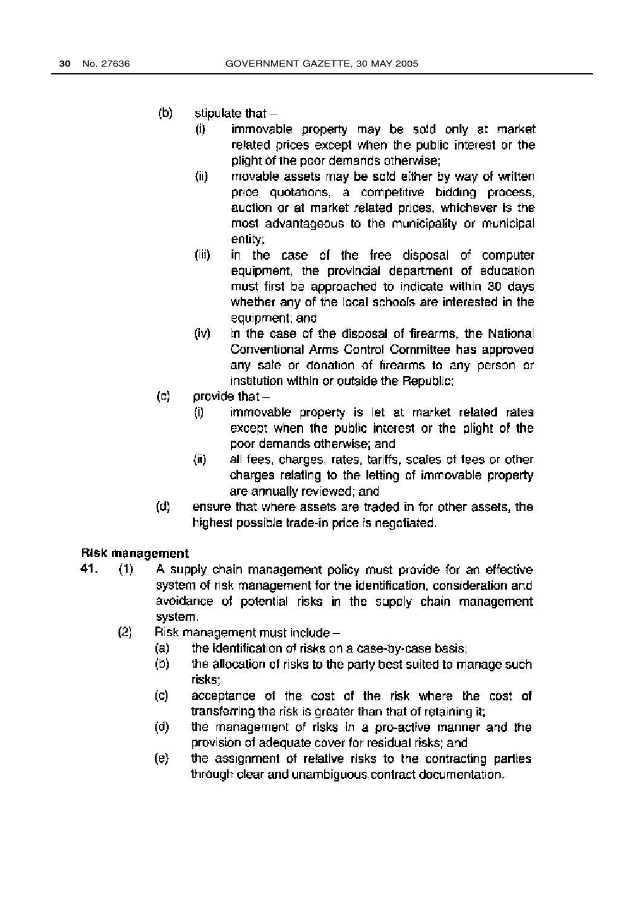(b) stipulate that –
   - (i) immovable property may be sold only at market related prices except when the public interest or the plight of the poor demands otherwise;
   - (ii) movable assets may be sold either by way of written price quotations, a competitive bidding process, auction or at market related prices, whichever is the most advantageous to the municipality or municipal entity;
   - (iii) in the case of the free disposal of computer equipment, the provincial department of education must first be approached to indicate within 30 days whether any of the local schools are interested in the equipment; and
   - (iv) in the case of the disposal of firearms, the National Conventional Arms Control Committee has approved any sale or donation of firearms to any person or institution within or outside the Republic;

(c) provide that –
   - (i) immovable property is let at market related rates except when the public interest or the plight of the poor demands otherwise; and
   - (ii) all fees, charges, rates, tariffs, scales of fees or other charges relating to the letting of immovable property are annually reviewed; and

(d) ensure that where assets are traded in for other assets, the highest possible trade-in price is negotiated.

**Risk management**

**41.** (1) A supply chain management policy must provide for an effective system of risk management for the identification, consideration and avoidance of potential risks in the supply chain management system.

(2) Risk management must include –
   - (a) the identification of risks on a case-by-case basis;
   - (b) the allocation of risks to the party best suited to manage such risks;
   - (c) acceptance of the cost of the risk where the cost of transferring the risk is greater than that of retaining it;
   - (d) the management of risks in a pro-active manner and the provision of adequate cover for residual risks; and
   - (e) the assignment of relative risks to the contracting parties through clear and unambiguous contract documentation.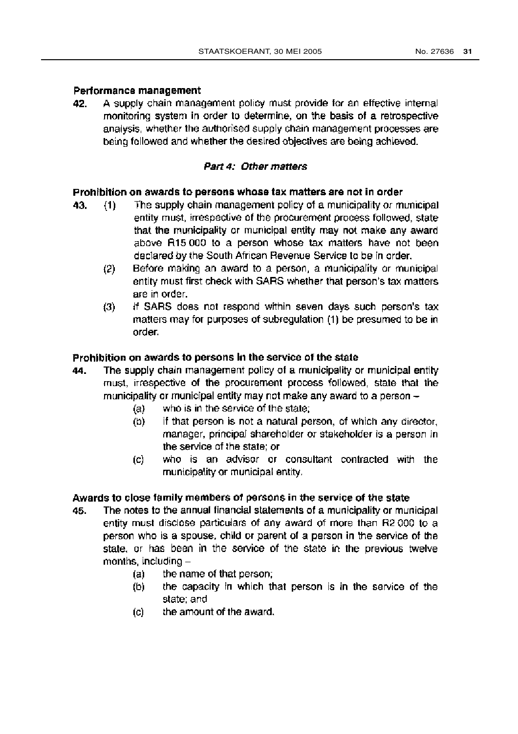**Performance management**

**42.** A supply chain management policy must provide for an effective internal monitoring system in order to determine, on the basis of a retrospective analysis, whether the authorised supply chain management processes are being followed and whether the desired objectives are being achieved.

### *Part 4: Other matters*

**Prohibition on awards to persons whose tax matters are not in order**

**43.** (1) The supply chain management policy of a municipality or municipal entity must, irrespective of the procurement process followed, state that the municipality or municipal entity may not make any award above R15 000 to a person whose tax matters have not been declared by the South African Revenue Service to be in order.

(2) Before making an award to a person, a municipality or municipal entity must first check with SARS whether that person's tax matters are in order.

(3) If SARS does not respond within seven days such person's tax matters may for purposes of subregulation (1) be presumed to be in order.

**Prohibition on awards to persons in the service of the state**

**44.** The supply chain management policy of a municipality or municipal entity must, irrespective of the procurement process followed, state that the municipality or municipal entity may not make any award to a person –

(a) who is in the service of the state;

(b) if that person is not a natural person, of which any director, manager, principal shareholder or stakeholder is a person in the service of the state; or

(c) who is an advisor or consultant contracted with the municipality or municipal entity.

**Awards to close family members of persons in the service of the state**

**45.** The notes to the annual financial statements of a municipality or municipal entity must disclose particulars of any award of more than R2 000 to a person who is a spouse, child or parent of a person in the service of the state, or has been in the service of the state in the previous twelve months, including –

(a) the name of that person;

(b) the capacity in which that person is in the service of the state; and

(c) the amount of the award.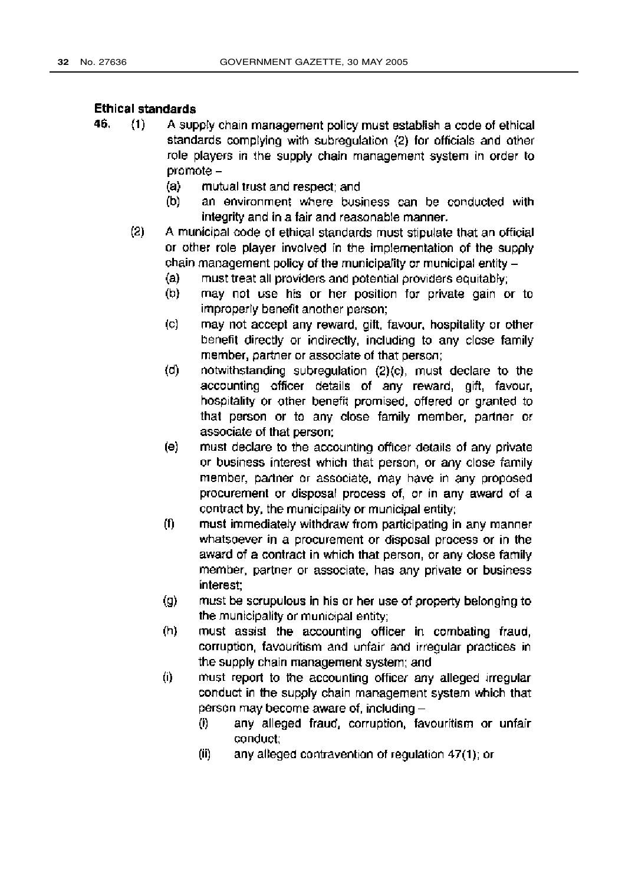**Ethical standards**

46. (1) A supply chain management policy must establish a code of ethical standards complying with subregulation (2) for officials and other role players in the supply chain management system in order to promote –

(a) mutual trust and respect; and

(b) an environment where business can be conducted with integrity and in a fair and reasonable manner.

(2) A municipal code of ethical standards must stipulate that an official or other role player involved in the implementation of the supply chain management policy of the municipality or municipal entity –

(a) must treat all providers and potential providers equitably;

(b) may not use his or her position for private gain or to improperly benefit another person;

(c) may not accept any reward, gift, favour, hospitality or other benefit directly or indirectly, including to any close family member, partner or associate of that person;

(d) notwithstanding subregulation (2)(c), must declare to the accounting officer details of any reward, gift, favour, hospitality or other benefit promised, offered or granted to that person or to any close family member, partner or associate of that person;

(e) must declare to the accounting officer details of any private or business interest which that person, or any close family member, partner or associate, may have in any proposed procurement or disposal process of, or in any award of a contract by, the municipality or municipal entity;

(f) must immediately withdraw from participating in any manner whatsoever in a procurement or disposal process or in the award of a contract in which that person, or any close family member, partner or associate, has any private or business interest;

(g) must be scrupulous in his or her use of property belonging to the municipality or municipal entity;

(h) must assist the accounting officer in combating fraud, corruption, favouritism and unfair and irregular practices in the supply chain management system; and

(i) must report to the accounting officer any alleged irregular conduct in the supply chain management system which that person may become aware of, including –

(i) any alleged fraud, corruption, favouritism or unfair conduct;

(ii) any alleged contravention of regulation 47(1); or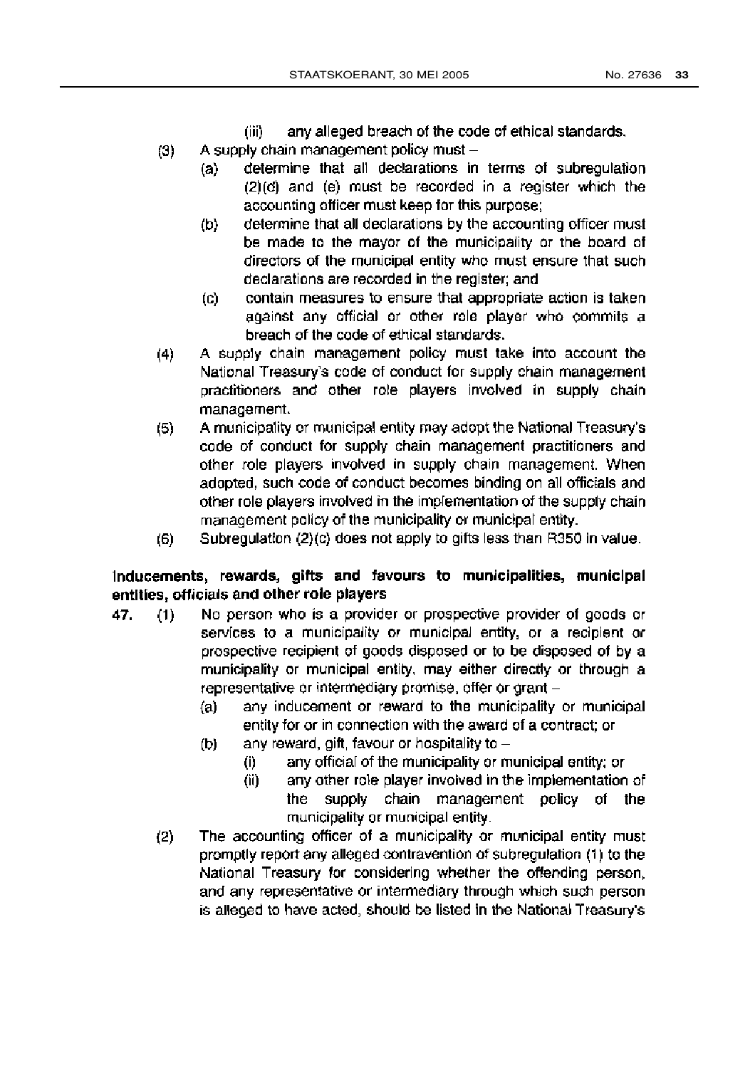(iii) any alleged breach of the code of ethical standards.

(3) A supply chain management policy must –

(a) determine that all declarations in terms of subregulation (2)(d) and (e) must be recorded in a register which the accounting officer must keep for this purpose;

(b) determine that all declarations by the accounting officer must be made to the mayor of the municipality or the board of directors of the municipal entity who must ensure that such declarations are recorded in the register; and

(c) contain measures to ensure that appropriate action is taken against any official or other role player who commits a breach of the code of ethical standards.

(4) A supply chain management policy must take into account the National Treasury's code of conduct for supply chain management practitioners and other role players involved in supply chain management.

(5) A municipality or municipal entity may adopt the National Treasury's code of conduct for supply chain management practitioners and other role players involved in supply chain management. When adopted, such code of conduct becomes binding on all officials and other role players involved in the implementation of the supply chain management policy of the municipality or municipal entity.

(6) Subregulation (2)(c) does not apply to gifts less than R350 in value.

**Inducements, rewards, gifts and favours to municipalities, municipal entities, officials and other role players**

**47.** (1) No person who is a provider or prospective provider of goods or services to a municipality or municipal entity, or a recipient or prospective recipient of goods disposed or to be disposed of by a municipality or municipal entity, may either directly or through a representative or intermediary promise, offer or grant –

(a) any inducement or reward to the municipality or municipal entity for or in connection with the award of a contract; or

(b) any reward, gift, favour or hospitality to –

(i) any official of the municipality or municipal entity; or

(ii) any other role player involved in the implementation of the supply chain management policy of the municipality or municipal entity.

(2) The accounting officer of a municipality or municipal entity must promptly report any alleged contravention of subregulation (1) to the National Treasury for considering whether the offending person, and any representative or intermediary through which such person is alleged to have acted, should be listed in the National Treasury's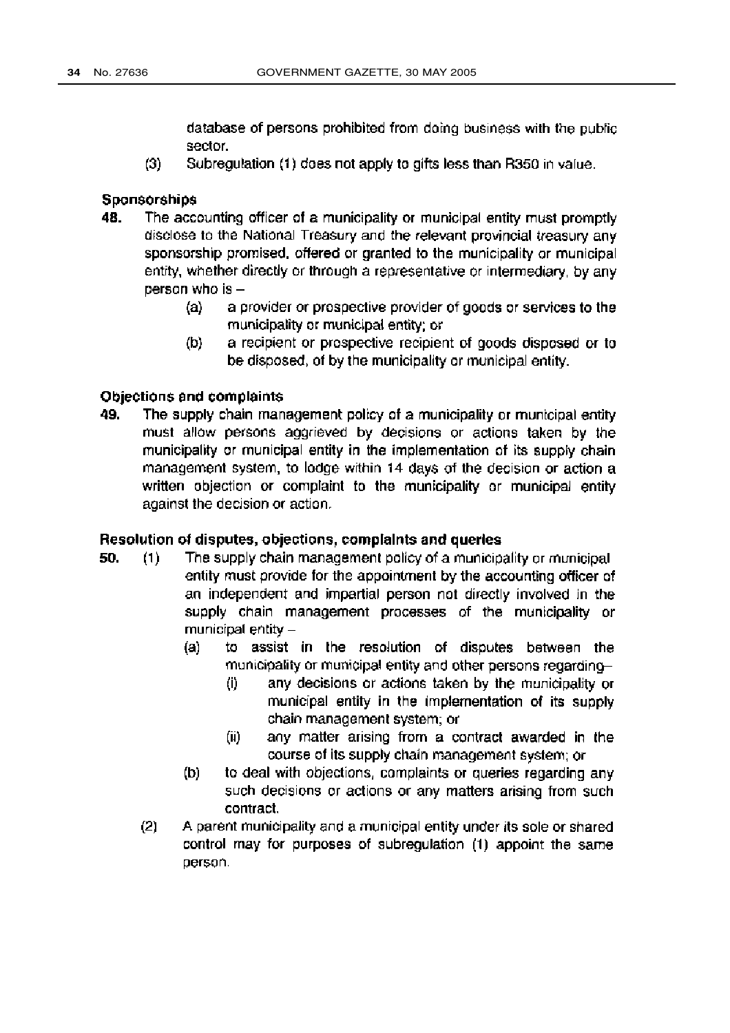database of persons prohibited from doing business with the public sector.

(3) Subregulation (1) does not apply to gifts less than R350 in value.

**Sponsorships**

**48.** The accounting officer of a municipality or municipal entity must promptly disclose to the National Treasury and the relevant provincial treasury any sponsorship promised, offered or granted to the municipality or municipal entity, whether directly or through a representative or intermediary, by any person who is –

(a) a provider or prospective provider of goods or services to the municipality or municipal entity; or

(b) a recipient or prospective recipient of goods disposed or to be disposed, of by the municipality or municipal entity.

**Objections and complaints**

**49.** The supply chain management policy of a municipality or municipal entity must allow persons aggrieved by decisions or actions taken by the municipality or municipal entity in the implementation of its supply chain management system, to lodge within 14 days of the decision or action a written objection or complaint to the municipality or municipal entity against the decision or action.

**Resolution of disputes, objections, complaints and queries**

**50.** (1) The supply chain management policy of a municipality or municipal entity must provide for the appointment by the accounting officer of an independent and impartial person not directly involved in the supply chain management processes of the municipality or municipal entity –

(a) to assist in the resolution of disputes between the municipality or municipal entity and other persons regarding–

(i) any decisions or actions taken by the municipality or municipal entity in the implementation of its supply chain management system; or

(ii) any matter arising from a contract awarded in the course of its supply chain management system; or

(b) to deal with objections, complaints or queries regarding any such decisions or actions or any matters arising from such contract.

(2) A parent municipality and a municipal entity under its sole or shared control may for purposes of subregulation (1) appoint the same person.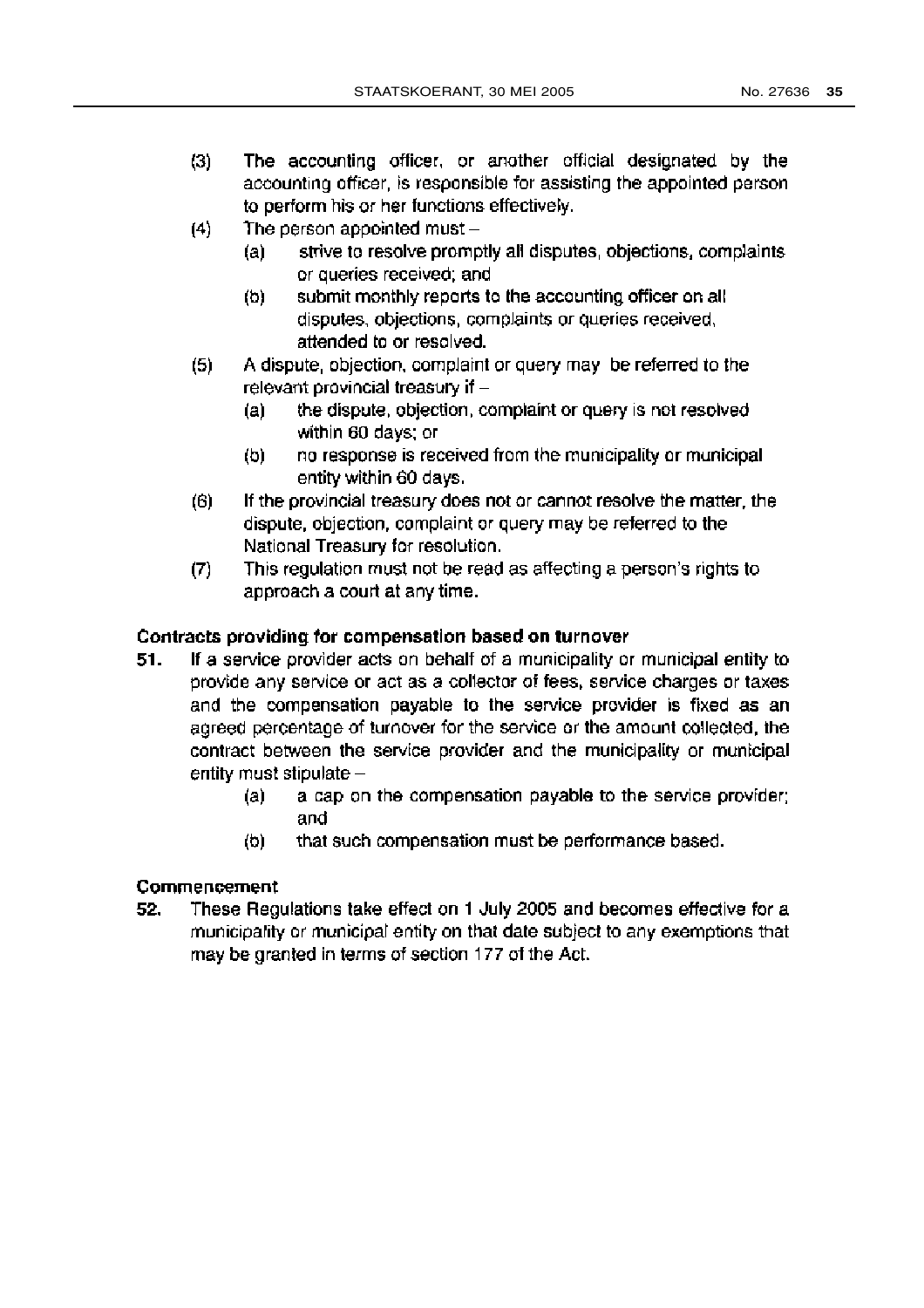(3) The accounting officer, or another official designated by the accounting officer, is responsible for assisting the appointed person to perform his or her functions effectively.

(4) The person appointed must –

  (a) strive to resolve promptly all disputes, objections, complaints or queries received; and

  (b) submit monthly reports to the accounting officer on all disputes, objections, complaints or queries received, attended to or resolved.

(5) A dispute, objection, complaint or query may be referred to the relevant provincial treasury if –

  (a) the dispute, objection, complaint or query is not resolved within 60 days; or

  (b) no response is received from the municipality or municipal entity within 60 days.

(6) If the provincial treasury does not or cannot resolve the matter, the dispute, objection, complaint or query may be referred to the National Treasury for resolution.

(7) This regulation must not be read as affecting a person's rights to approach a court at any time.

**Contracts providing for compensation based on turnover**

**51.** If a service provider acts on behalf of a municipality or municipal entity to provide any service or act as a collector of fees, service charges or taxes and the compensation payable to the service provider is fixed as an agreed percentage of turnover for the service or the amount collected, the contract between the service provider and the municipality or municipal entity must stipulate –

  (a) a cap on the compensation payable to the service provider; and

  (b) that such compensation must be performance based.

**Commencement**

**52.** These Regulations take effect on 1 July 2005 and becomes effective for a municipality or municipal entity on that date subject to any exemptions that may be granted in terms of section 177 of the Act.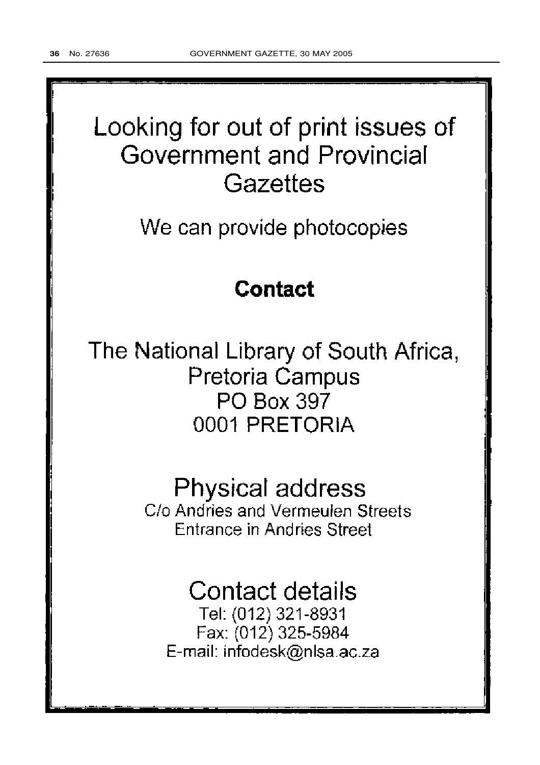# Looking for out of print issues of Government and Provincial Gazettes

We can provide photocopies

## Contact

The National Library of South Africa,
Pretoria Campus
PO Box 397
0001 PRETORIA

## Physical address

C/o Andries and Vermeulen Streets
Entrance in Andries Street

## Contact details

Tel: (012) 321-8931
Fax: (012) 325-5984
E-mail: infodesk@nlsa.ac.za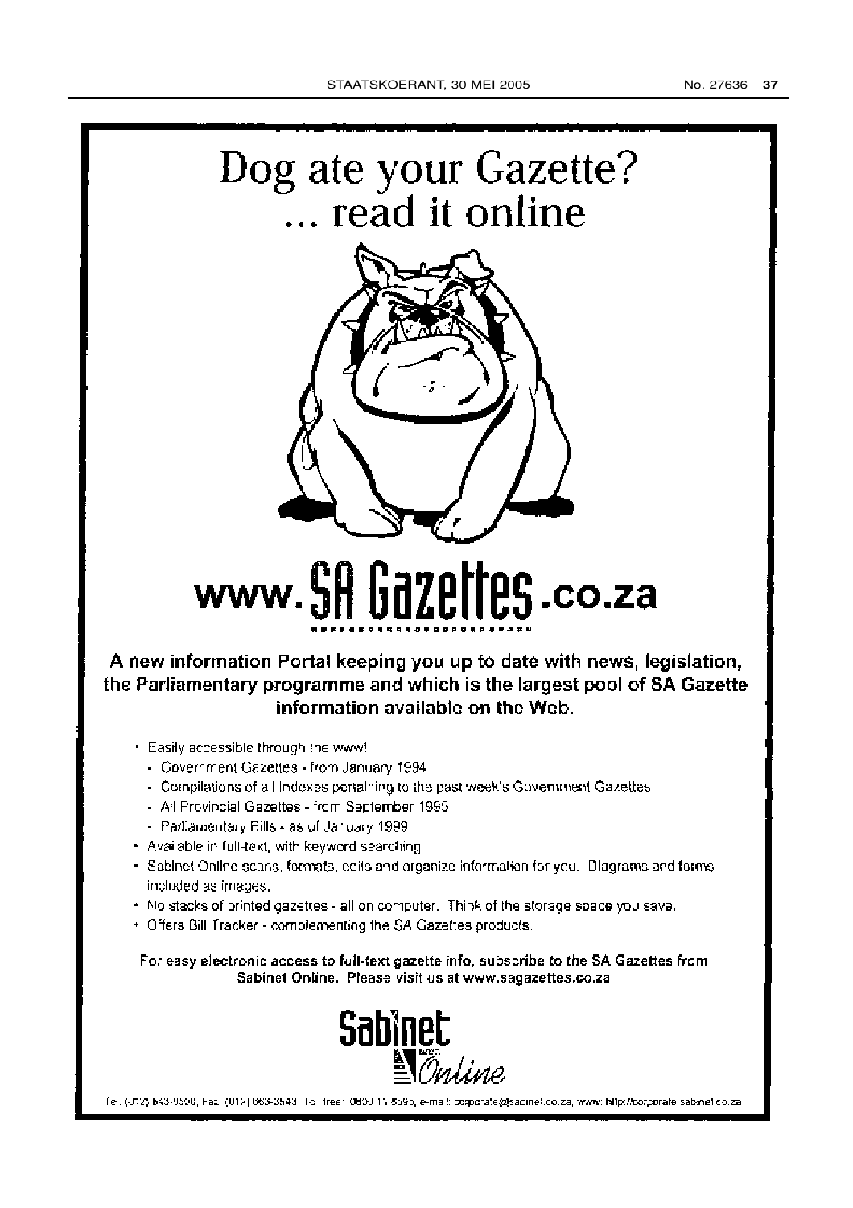# Dog ate your Gazette?
# ... read it online

# www.SA Gazettes.co.za

**A new information Portal keeping you up to date with news, legislation, the Parliamentary programme and which is the largest pool of SA Gazette information available on the Web.**

- Easily accessible through the www!
  - Government Gazettes - from January 1994
  - Compilations of all Indexes pertaining to the past week's Government Gazettes
  - All Provincial Gazettes - from September 1995
  - Parliamentary Bills - as of January 1999
- Available in full-text, with keyword searching
- Sabinet Online scans, formats, edits and organize information for you. Diagrams and forms included as images.
- No stacks of printed gazettes - all on computer. Think of the storage space you save.
- Offers Bill Tracker - complementing the SA Gazettes products.

**For easy electronic access to full-text gazette info, subscribe to the SA Gazettes from Sabinet Online. Please visit us at www.sagazettes.co.za**

**Sabinet** *Online*

Tel: (012) 643-9500, Fax: (012) 663-3543, Toll free: 0800 11 8595, e-mail: corporate@sabinet.co.za, www: http://corporate.sabinet.co.za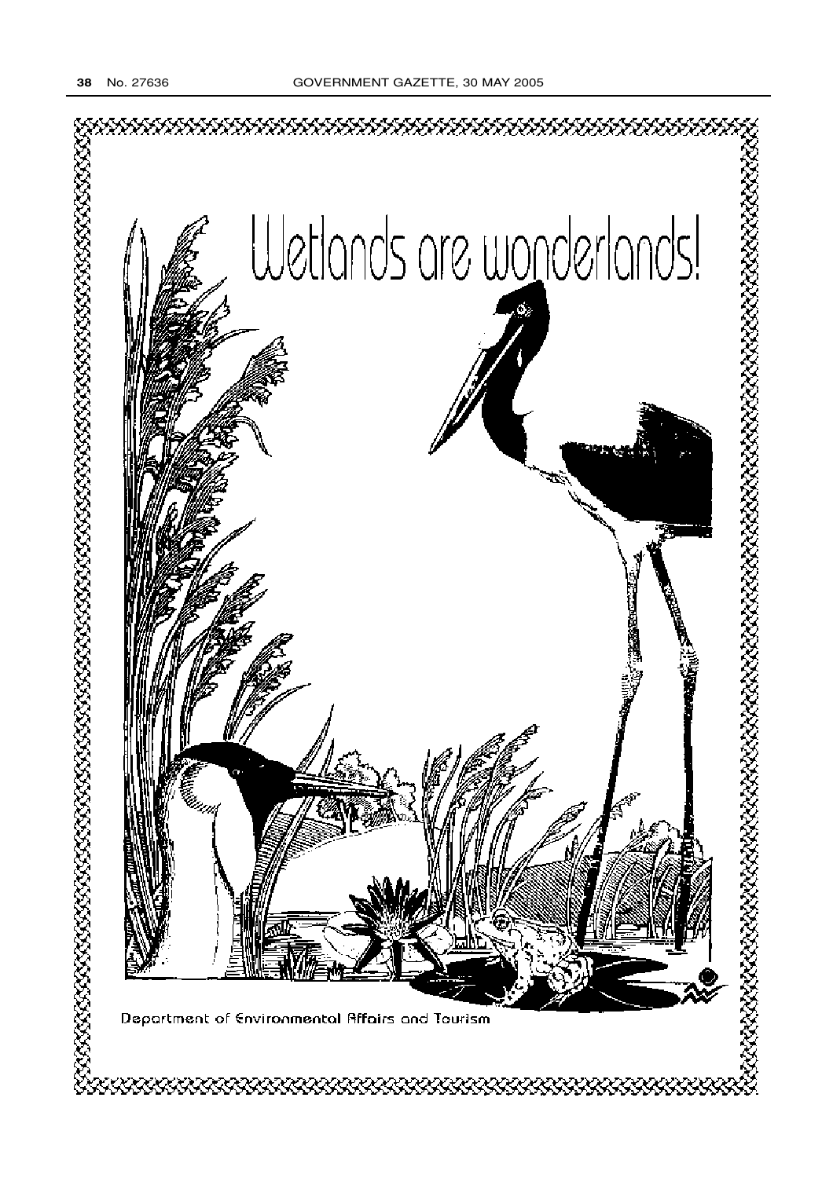# Wetlands are wonderlands!

Department of Environmental Affairs and Tourism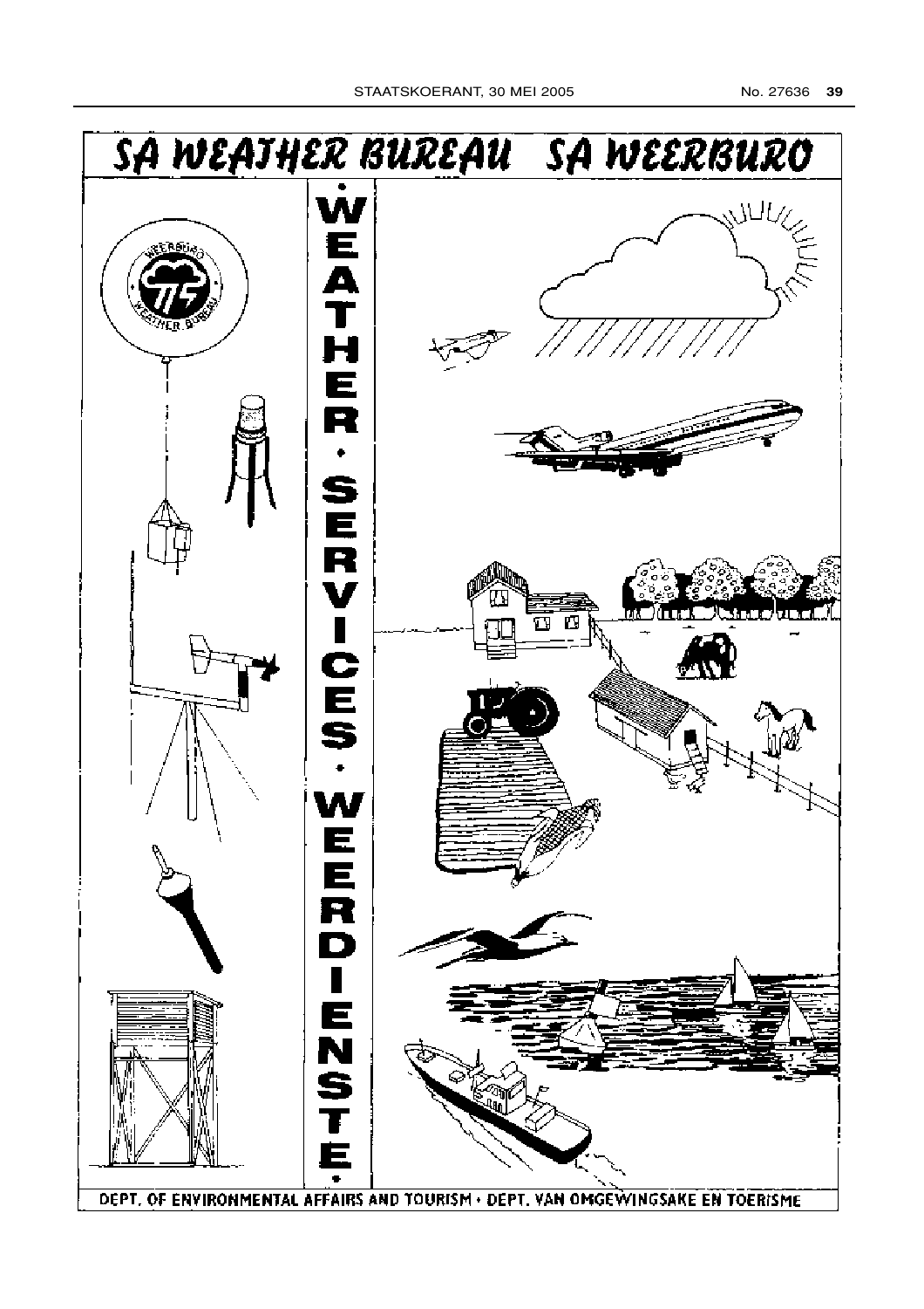# SA WEATHER BUREAU SA WEERBURO

WEATHER • SERVICES • WEERDIENSTE

DEPT. OF ENVIRONMENTAL AFFAIRS AND TOURISM • DEPT. VAN OMGEWINGSAKE EN TOERISME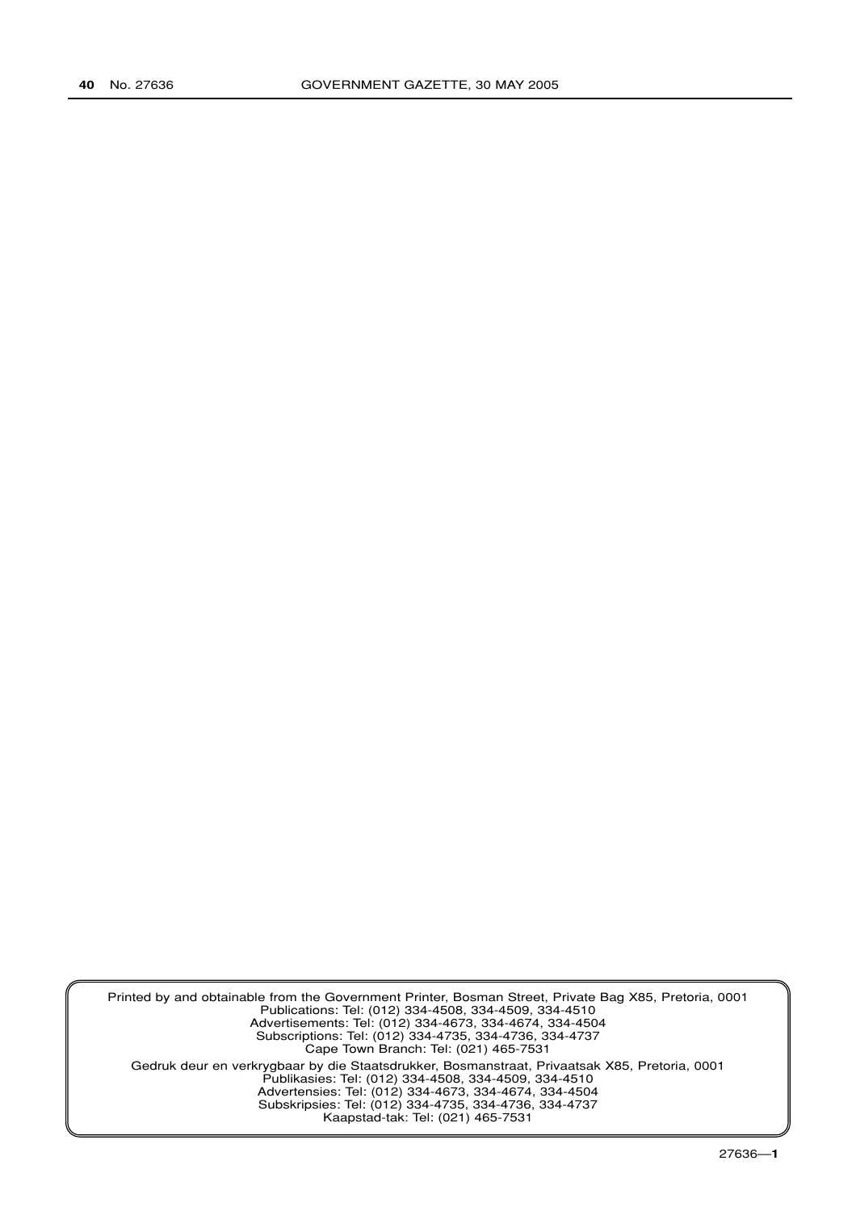Printed by and obtainable from the Government Printer, Bosman Street, Private Bag X85, Pretoria, 0001
Publications: Tel: (012) 334-4508, 334-4509, 334-4510
Advertisements: Tel: (012) 334-4673, 334-4674, 334-4504
Subscriptions: Tel: (012) 334-4735, 334-4736, 334-4737
Cape Town Branch: Tel: (021) 465-7531

Gedruk deur en verkrygbaar by die Staatsdrukker, Bosmanstraat, Privaatsak X85, Pretoria, 0001
Publikasies: Tel: (012) 334-4508, 334-4509, 334-4510
Advertensies: Tel: (012) 334-4673, 334-4674, 334-4504
Subskripsies: Tel: (012) 334-4735, 334-4736, 334-4737
Kaapstad-tak: Tel: (021) 465-7531

27636—**1**